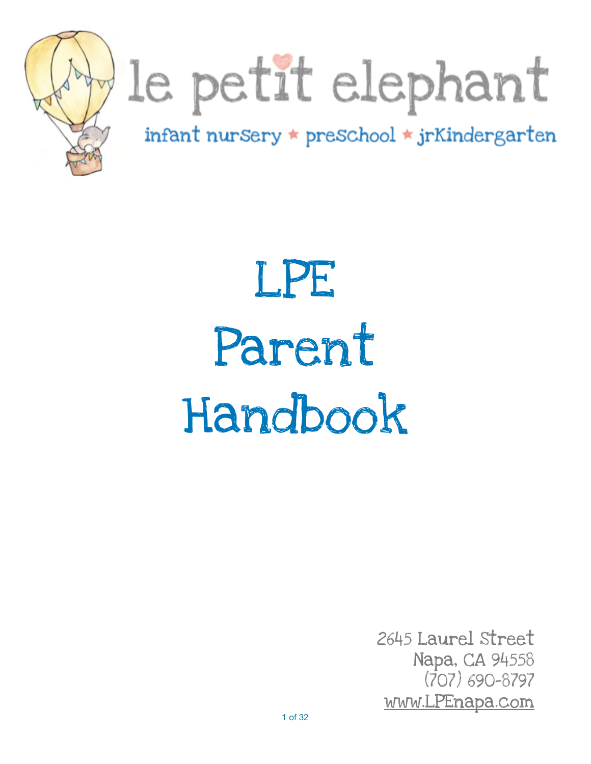le petit elephant

infant nursery * preschool * jrKindergarten

# LPE Parent Handbook

2645 Laurel Street
Napa, CA 94558
(707) 690-8797
www.LPEnapa.com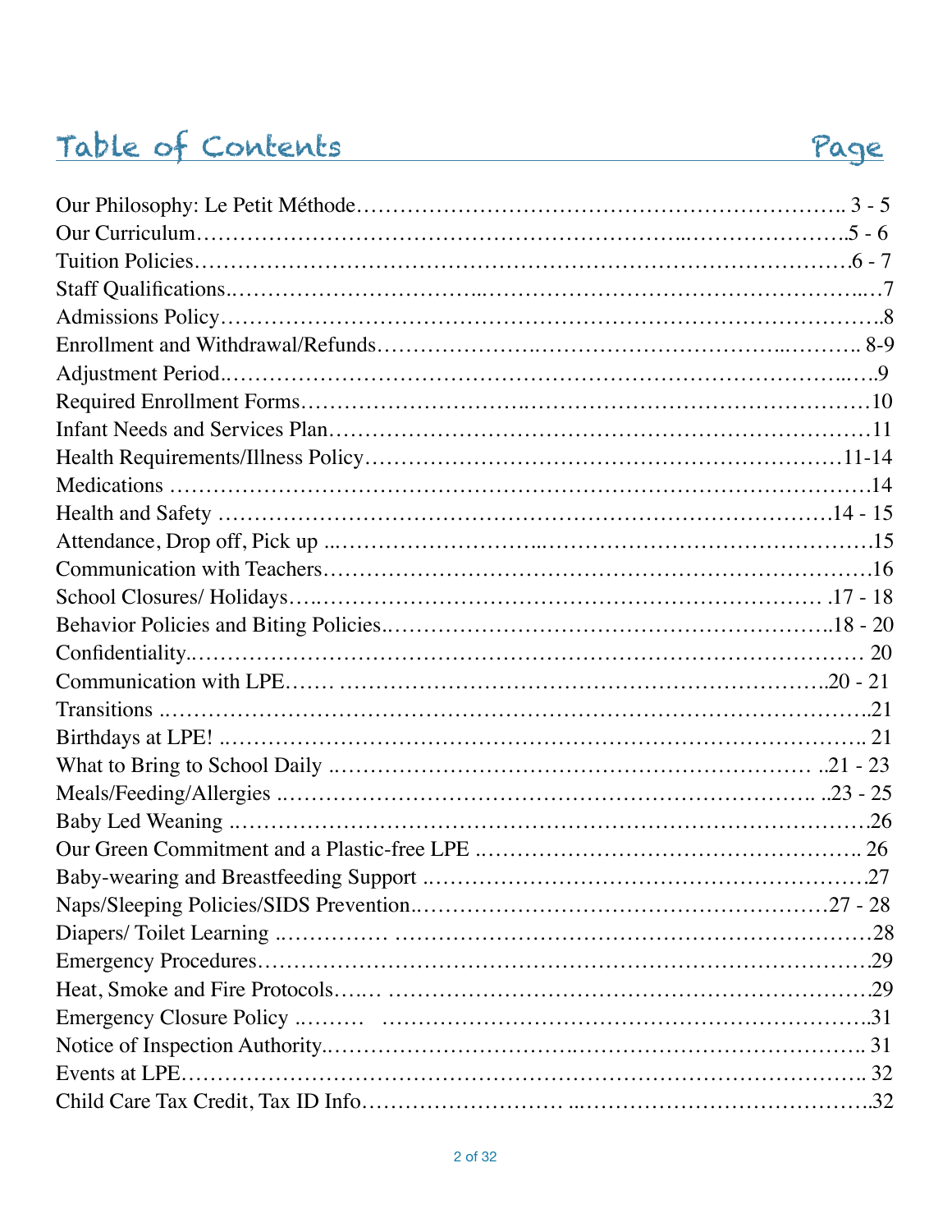# Table of Contents

| Section | Page |
|---|---|
| Our Philosophy: Le Petit Méthode | 3 - 5 |
| Our Curriculum | 5 - 6 |
| Tuition Policies | 6 - 7 |
| Staff Qualifications | 7 |
| Admissions Policy | 8 |
| Enrollment and Withdrawal/Refunds | 8-9 |
| Adjustment Period | 9 |
| Required Enrollment Forms | 10 |
| Infant Needs and Services Plan | 11 |
| Health Requirements/Illness Policy | 11-14 |
| Medications | 14 |
| Health and Safety | 14 - 15 |
| Attendance, Drop off, Pick up | 15 |
| Communication with Teachers | 16 |
| School Closures/ Holidays | 17 - 18 |
| Behavior Policies and Biting Policies | 18 - 20 |
| Confidentiality | 20 |
| Communication with LPE | 20 - 21 |
| Transitions | 21 |
| Birthdays at LPE! | 21 |
| What to Bring to School Daily | 21 - 23 |
| Meals/Feeding/Allergies | 23 - 25 |
| Baby Led Weaning | 26 |
| Our Green Commitment and a Plastic-free LPE | 26 |
| Baby-wearing and Breastfeeding Support | 27 |
| Naps/Sleeping Policies/SIDS Prevention | 27 - 28 |
| Diapers/ Toilet Learning | 28 |
| Emergency Procedures | 29 |
| Heat, Smoke and Fire Protocols | 29 |
| Emergency Closure Policy | 31 |
| Notice of Inspection Authority | 31 |
| Events at LPE | 32 |
| Child Care Tax Credit, Tax ID Info | 32 |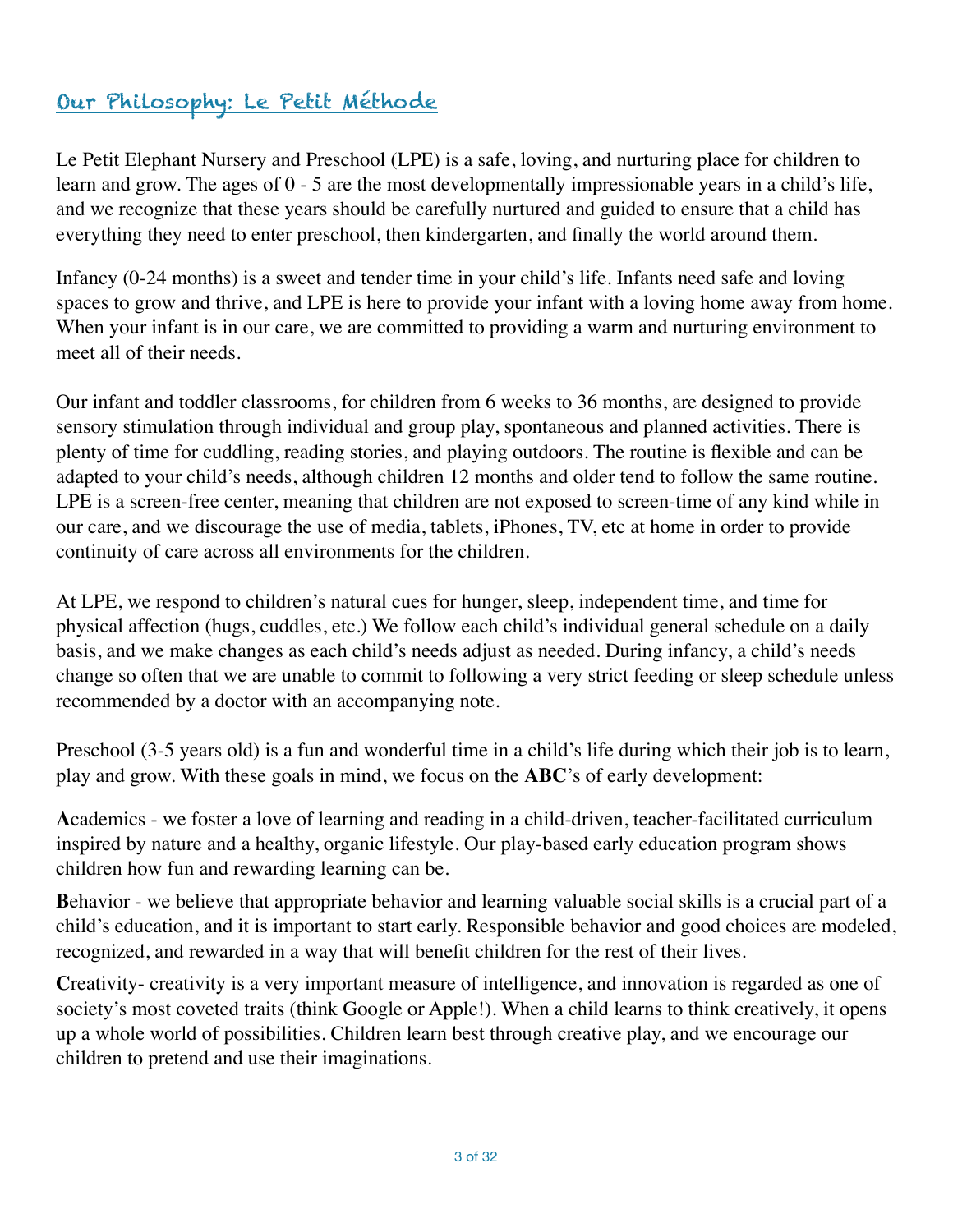## Our Philosophy: Le Petit Méthode

Le Petit Elephant Nursery and Preschool (LPE) is a safe, loving, and nurturing place for children to learn and grow. The ages of 0 - 5 are the most developmentally impressionable years in a child's life, and we recognize that these years should be carefully nurtured and guided to ensure that a child has everything they need to enter preschool, then kindergarten, and finally the world around them.

Infancy (0-24 months) is a sweet and tender time in your child's life. Infants need safe and loving spaces to grow and thrive, and LPE is here to provide your infant with a loving home away from home. When your infant is in our care, we are committed to providing a warm and nurturing environment to meet all of their needs.

Our infant and toddler classrooms, for children from 6 weeks to 36 months, are designed to provide sensory stimulation through individual and group play, spontaneous and planned activities. There is plenty of time for cuddling, reading stories, and playing outdoors. The routine is flexible and can be adapted to your child's needs, although children 12 months and older tend to follow the same routine. LPE is a screen-free center, meaning that children are not exposed to screen-time of any kind while in our care, and we discourage the use of media, tablets, iPhones, TV, etc at home in order to provide continuity of care across all environments for the children.

At LPE, we respond to children's natural cues for hunger, sleep, independent time, and time for physical affection (hugs, cuddles, etc.) We follow each child's individual general schedule on a daily basis, and we make changes as each child's needs adjust as needed. During infancy, a child's needs change so often that we are unable to commit to following a very strict feeding or sleep schedule unless recommended by a doctor with an accompanying note.

Preschool (3-5 years old) is a fun and wonderful time in a child's life during which their job is to learn, play and grow. With these goals in mind, we focus on the **ABC**'s of early development:

**A**cademics - we foster a love of learning and reading in a child-driven, teacher-facilitated curriculum inspired by nature and a healthy, organic lifestyle. Our play-based early education program shows children how fun and rewarding learning can be.

**B**ehavior - we believe that appropriate behavior and learning valuable social skills is a crucial part of a child's education, and it is important to start early. Responsible behavior and good choices are modeled, recognized, and rewarded in a way that will benefit children for the rest of their lives.

**C**reativity- creativity is a very important measure of intelligence, and innovation is regarded as one of society's most coveted traits (think Google or Apple!). When a child learns to think creatively, it opens up a whole world of possibilities. Children learn best through creative play, and we encourage our children to pretend and use their imaginations.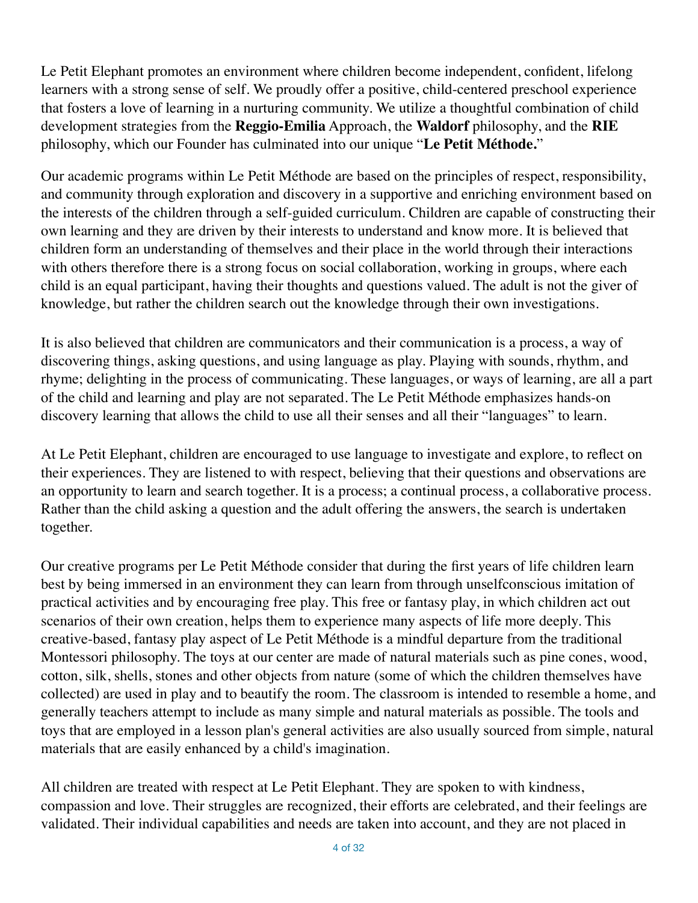Le Petit Elephant promotes an environment where children become independent, confident, lifelong learners with a strong sense of self. We proudly offer a positive, child-centered preschool experience that fosters a love of learning in a nurturing community. We utilize a thoughtful combination of child development strategies from the **Reggio-Emilia** Approach, the **Waldorf** philosophy, and the **RIE** philosophy, which our Founder has culminated into our unique "**Le Petit Méthode.**"

Our academic programs within Le Petit Méthode are based on the principles of respect, responsibility, and community through exploration and discovery in a supportive and enriching environment based on the interests of the children through a self-guided curriculum. Children are capable of constructing their own learning and they are driven by their interests to understand and know more. It is believed that children form an understanding of themselves and their place in the world through their interactions with others therefore there is a strong focus on social collaboration, working in groups, where each child is an equal participant, having their thoughts and questions valued. The adult is not the giver of knowledge, but rather the children search out the knowledge through their own investigations.

It is also believed that children are communicators and their communication is a process, a way of discovering things, asking questions, and using language as play. Playing with sounds, rhythm, and rhyme; delighting in the process of communicating. These languages, or ways of learning, are all a part of the child and learning and play are not separated. The Le Petit Méthode emphasizes hands-on discovery learning that allows the child to use all their senses and all their "languages" to learn.

At Le Petit Elephant, children are encouraged to use language to investigate and explore, to reflect on their experiences. They are listened to with respect, believing that their questions and observations are an opportunity to learn and search together. It is a process; a continual process, a collaborative process. Rather than the child asking a question and the adult offering the answers, the search is undertaken together.

Our creative programs per Le Petit Méthode consider that during the first years of life children learn best by being immersed in an environment they can learn from through unselfconscious imitation of practical activities and by encouraging free play. This free or fantasy play, in which children act out scenarios of their own creation, helps them to experience many aspects of life more deeply. This creative-based, fantasy play aspect of Le Petit Méthode is a mindful departure from the traditional Montessori philosophy. The toys at our center are made of natural materials such as pine cones, wood, cotton, silk, shells, stones and other objects from nature (some of which the children themselves have collected) are used in play and to beautify the room. The classroom is intended to resemble a home, and generally teachers attempt to include as many simple and natural materials as possible. The tools and toys that are employed in a lesson plan's general activities are also usually sourced from simple, natural materials that are easily enhanced by a child's imagination.

All children are treated with respect at Le Petit Elephant. They are spoken to with kindness, compassion and love. Their struggles are recognized, their efforts are celebrated, and their feelings are validated. Their individual capabilities and needs are taken into account, and they are not placed in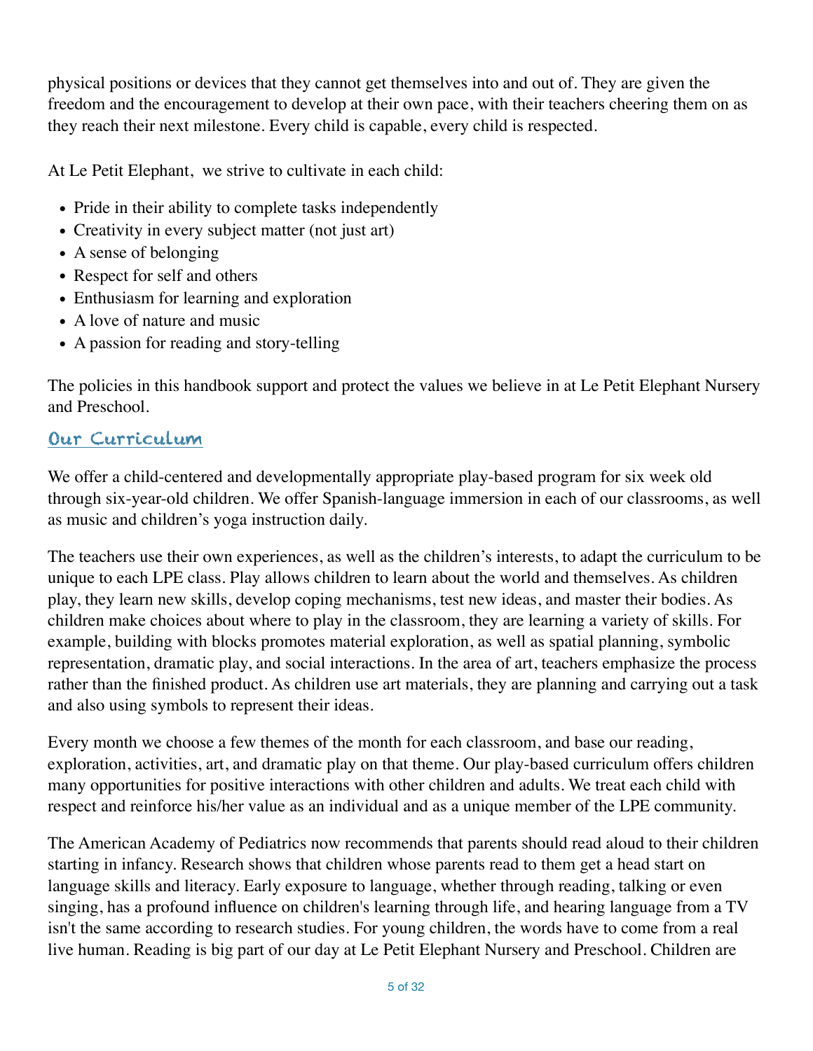physical positions or devices that they cannot get themselves into and out of. They are given the freedom and the encouragement to develop at their own pace, with their teachers cheering them on as they reach their next milestone. Every child is capable, every child is respected.

At Le Petit Elephant,  we strive to cultivate in each child:

- Pride in their ability to complete tasks independently
- Creativity in every subject matter (not just art)
- A sense of belonging
- Respect for self and others
- Enthusiasm for learning and exploration
- A love of nature and music
- A passion for reading and story-telling

The policies in this handbook support and protect the values we believe in at Le Petit Elephant Nursery and Preschool.

## Our Curriculum

We offer a child-centered and developmentally appropriate play-based program for six week old through six-year-old children. We offer Spanish-language immersion in each of our classrooms, as well as music and children's yoga instruction daily.

The teachers use their own experiences, as well as the children's interests, to adapt the curriculum to be unique to each LPE class. Play allows children to learn about the world and themselves. As children play, they learn new skills, develop coping mechanisms, test new ideas, and master their bodies. As children make choices about where to play in the classroom, they are learning a variety of skills. For example, building with blocks promotes material exploration, as well as spatial planning, symbolic representation, dramatic play, and social interactions. In the area of art, teachers emphasize the process rather than the finished product. As children use art materials, they are planning and carrying out a task and also using symbols to represent their ideas.

Every month we choose a few themes of the month for each classroom, and base our reading, exploration, activities, art, and dramatic play on that theme. Our play-based curriculum offers children many opportunities for positive interactions with other children and adults. We treat each child with respect and reinforce his/her value as an individual and as a unique member of the LPE community.

The American Academy of Pediatrics now recommends that parents should read aloud to their children starting in infancy. Research shows that children whose parents read to them get a head start on language skills and literacy. Early exposure to language, whether through reading, talking or even singing, has a profound influence on children's learning through life, and hearing language from a TV isn't the same according to research studies. For young children, the words have to come from a real live human. Reading is big part of our day at Le Petit Elephant Nursery and Preschool. Children are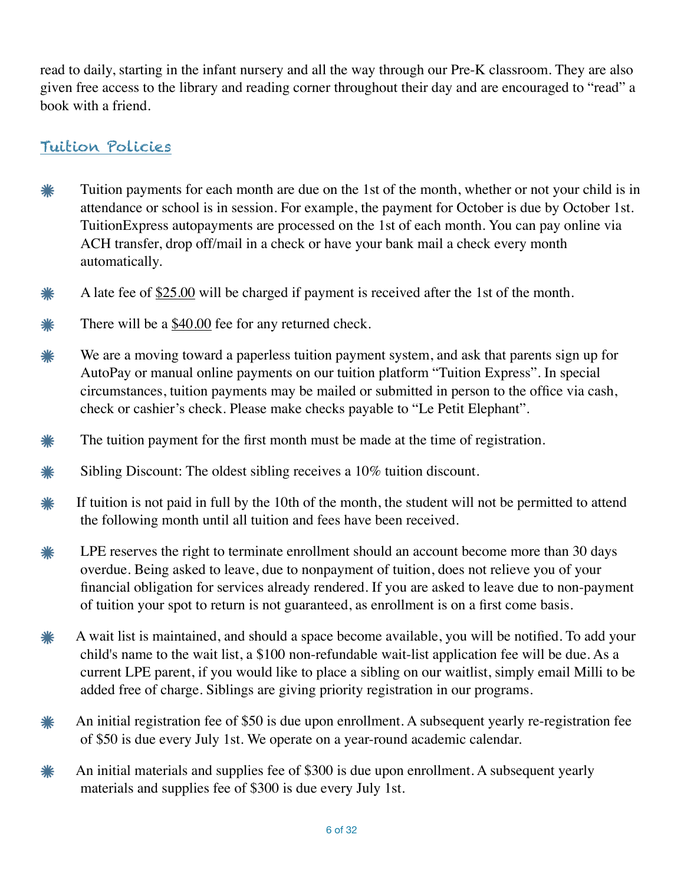read to daily, starting in the infant nursery and all the way through our Pre-K classroom. They are also given free access to the library and reading corner throughout their day and are encouraged to "read" a book with a friend.

## Tuition Policies

- Tuition payments for each month are due on the 1st of the month, whether or not your child is in attendance or school is in session. For example, the payment for October is due by October 1st. TuitionExpress autopayments are processed on the 1st of each month. You can pay online via ACH transfer, drop off/mail in a check or have your bank mail a check every month automatically.
- A late fee of <u>$25.00</u> will be charged if payment is received after the 1st of the month.
- There will be a <u>$40.00</u> fee for any returned check.
- We are a moving toward a paperless tuition payment system, and ask that parents sign up for AutoPay or manual online payments on our tuition platform "Tuition Express". In special circumstances, tuition payments may be mailed or submitted in person to the office via cash, check or cashier's check. Please make checks payable to "Le Petit Elephant".
- The tuition payment for the first month must be made at the time of registration.
- Sibling Discount: The oldest sibling receives a 10% tuition discount.
- If tuition is not paid in full by the 10th of the month, the student will not be permitted to attend the following month until all tuition and fees have been received.
- LPE reserves the right to terminate enrollment should an account become more than 30 days overdue. Being asked to leave, due to nonpayment of tuition, does not relieve you of your financial obligation for services already rendered. If you are asked to leave due to non-payment of tuition your spot to return is not guaranteed, as enrollment is on a first come basis.
- A wait list is maintained, and should a space become available, you will be notified. To add your child's name to the wait list, a $100 non-refundable wait-list application fee will be due. As a current LPE parent, if you would like to place a sibling on our waitlist, simply email Milli to be added free of charge. Siblings are giving priority registration in our programs.
- An initial registration fee of $50 is due upon enrollment. A subsequent yearly re-registration fee of $50 is due every July 1st. We operate on a year-round academic calendar.
- An initial materials and supplies fee of $300 is due upon enrollment. A subsequent yearly materials and supplies fee of $300 is due every July 1st.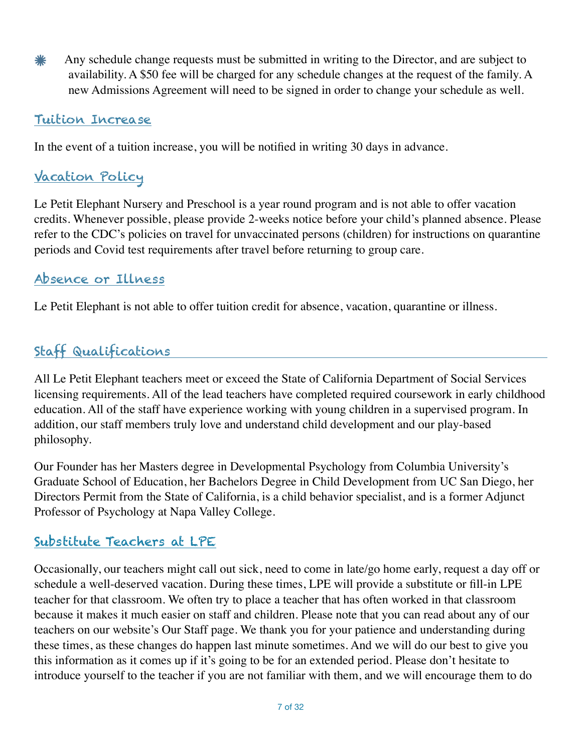- Any schedule change requests must be submitted in writing to the Director, and are subject to availability. A $50 fee will be charged for any schedule changes at the request of the family. A new Admissions Agreement will need to be signed in order to change your schedule as well.

## Tuition Increase

In the event of a tuition increase, you will be notified in writing 30 days in advance.

## Vacation Policy

Le Petit Elephant Nursery and Preschool is a year round program and is not able to offer vacation credits. Whenever possible, please provide 2-weeks notice before your child's planned absence. Please refer to the CDC's policies on travel for unvaccinated persons (children) for instructions on quarantine periods and Covid test requirements after travel before returning to group care.

## Absence or Illness

Le Petit Elephant is not able to offer tuition credit for absence, vacation, quarantine or illness.

## Staff Qualifications

All Le Petit Elephant teachers meet or exceed the State of California Department of Social Services licensing requirements. All of the lead teachers have completed required coursework in early childhood education. All of the staff have experience working with young children in a supervised program. In addition, our staff members truly love and understand child development and our play-based philosophy.

Our Founder has her Masters degree in Developmental Psychology from Columbia University's Graduate School of Education, her Bachelors Degree in Child Development from UC San Diego, her Directors Permit from the State of California, is a child behavior specialist, and is a former Adjunct Professor of Psychology at Napa Valley College.

## Substitute Teachers at LPE

Occasionally, our teachers might call out sick, need to come in late/go home early, request a day off or schedule a well-deserved vacation. During these times, LPE will provide a substitute or fill-in LPE teacher for that classroom. We often try to place a teacher that has often worked in that classroom because it makes it much easier on staff and children. Please note that you can read about any of our teachers on our website's Our Staff page. We thank you for your patience and understanding during these times, as these changes do happen last minute sometimes. And we will do our best to give you this information as it comes up if it's going to be for an extended period. Please don't hesitate to introduce yourself to the teacher if you are not familiar with them, and we will encourage them to do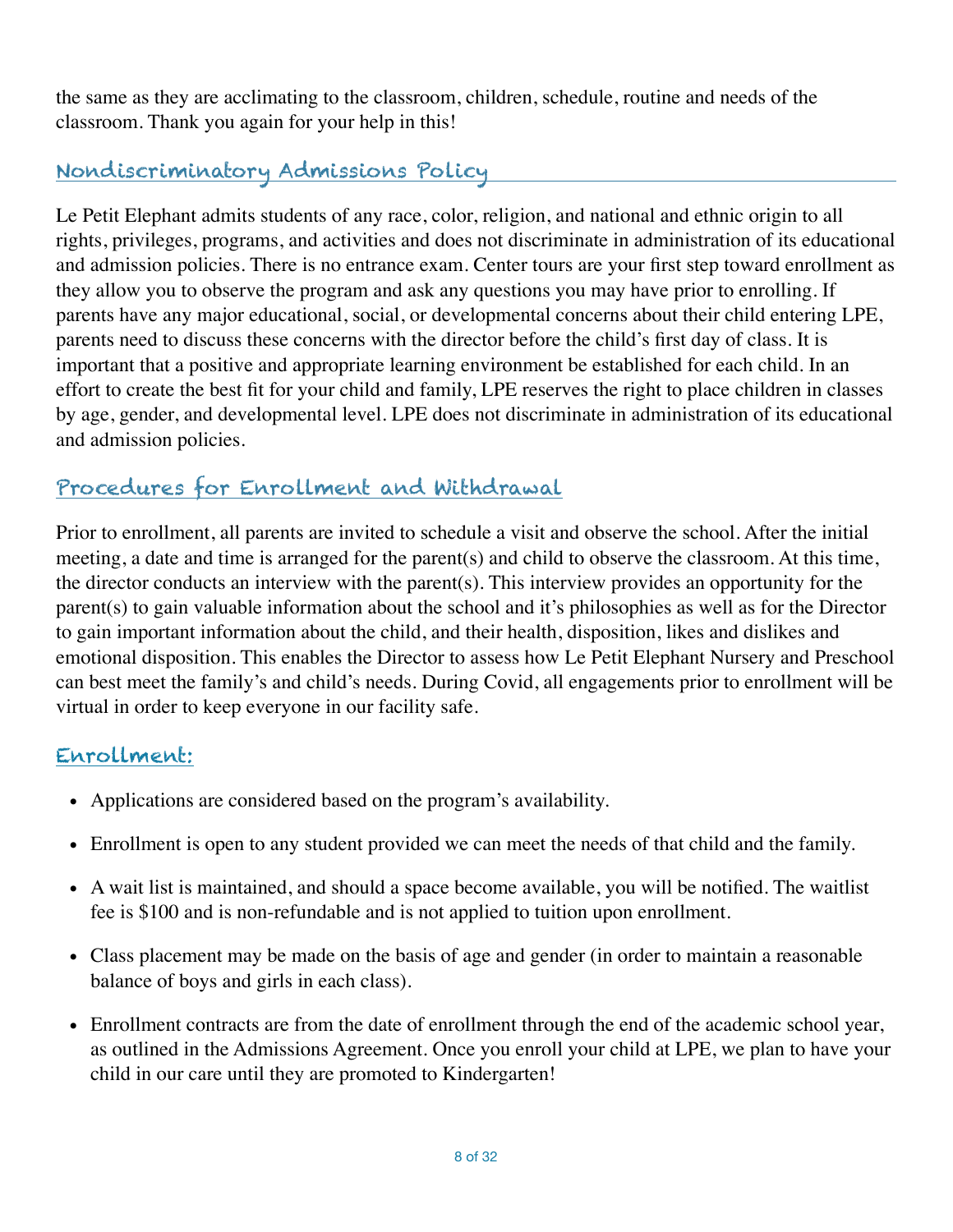the same as they are acclimating to the classroom, children, schedule, routine and needs of the classroom. Thank you again for your help in this!

## Nondiscriminatory Admissions Policy

Le Petit Elephant admits students of any race, color, religion, and national and ethnic origin to all rights, privileges, programs, and activities and does not discriminate in administration of its educational and admission policies. There is no entrance exam. Center tours are your first step toward enrollment as they allow you to observe the program and ask any questions you may have prior to enrolling. If parents have any major educational, social, or developmental concerns about their child entering LPE, parents need to discuss these concerns with the director before the child's first day of class. It is important that a positive and appropriate learning environment be established for each child. In an effort to create the best fit for your child and family, LPE reserves the right to place children in classes by age, gender, and developmental level. LPE does not discriminate in administration of its educational and admission policies.

## Procedures for Enrollment and Withdrawal

Prior to enrollment, all parents are invited to schedule a visit and observe the school. After the initial meeting, a date and time is arranged for the parent(s) and child to observe the classroom. At this time, the director conducts an interview with the parent(s). This interview provides an opportunity for the parent(s) to gain valuable information about the school and it's philosophies as well as for the Director to gain important information about the child, and their health, disposition, likes and dislikes and emotional disposition. This enables the Director to assess how Le Petit Elephant Nursery and Preschool can best meet the family's and child's needs. During Covid, all engagements prior to enrollment will be virtual in order to keep everyone in our facility safe.

### Enrollment:

- Applications are considered based on the program's availability.
- Enrollment is open to any student provided we can meet the needs of that child and the family.
- A wait list is maintained, and should a space become available, you will be notified. The waitlist fee is $100 and is non-refundable and is not applied to tuition upon enrollment.
- Class placement may be made on the basis of age and gender (in order to maintain a reasonable balance of boys and girls in each class).
- Enrollment contracts are from the date of enrollment through the end of the academic school year, as outlined in the Admissions Agreement. Once you enroll your child at LPE, we plan to have your child in our care until they are promoted to Kindergarten!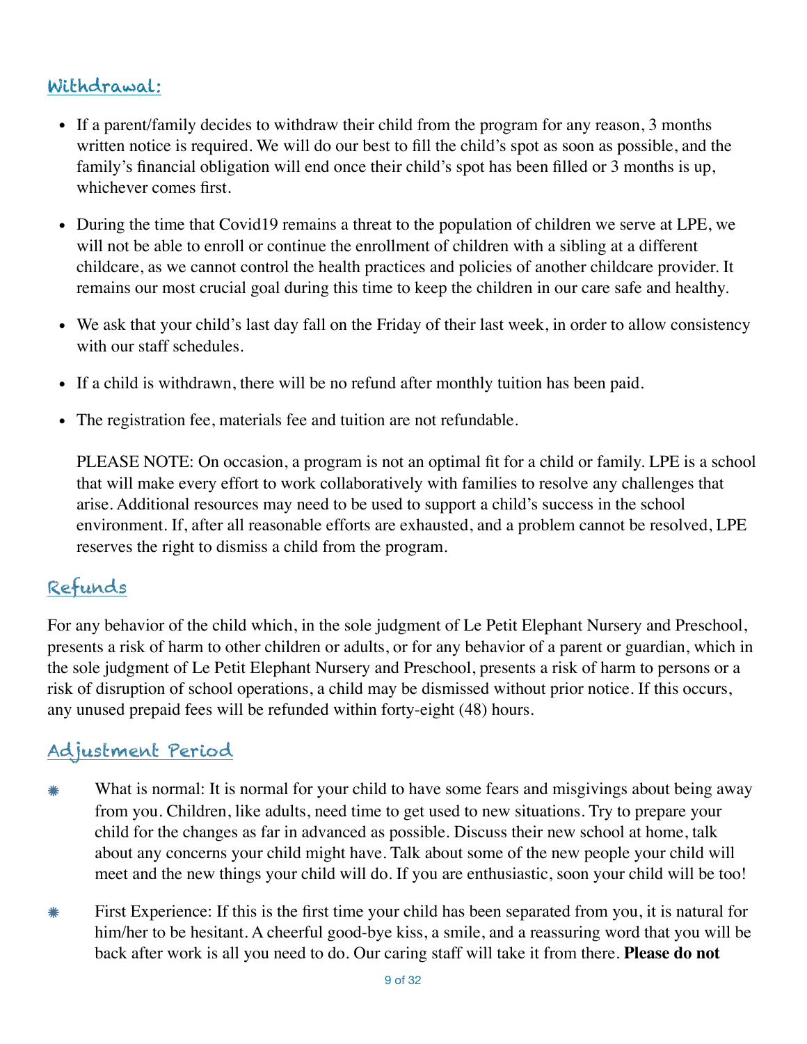## Withdrawal:

- If a parent/family decides to withdraw their child from the program for any reason, 3 months written notice is required. We will do our best to fill the child's spot as soon as possible, and the family's financial obligation will end once their child's spot has been filled or 3 months is up, whichever comes first.

- During the time that Covid19 remains a threat to the population of children we serve at LPE, we will not be able to enroll or continue the enrollment of children with a sibling at a different childcare, as we cannot control the health practices and policies of another childcare provider. It remains our most crucial goal during this time to keep the children in our care safe and healthy.

- We ask that your child's last day fall on the Friday of their last week, in order to allow consistency with our staff schedules.

- If a child is withdrawn, there will be no refund after monthly tuition has been paid.

- The registration fee, materials fee and tuition are not refundable.

  PLEASE NOTE: On occasion, a program is not an optimal fit for a child or family. LPE is a school that will make every effort to work collaboratively with families to resolve any challenges that arise. Additional resources may need to be used to support a child's success in the school environment. If, after all reasonable efforts are exhausted, and a problem cannot be resolved, LPE reserves the right to dismiss a child from the program.

## Refunds

For any behavior of the child which, in the sole judgment of Le Petit Elephant Nursery and Preschool, presents a risk of harm to other children or adults, or for any behavior of a parent or guardian, which in the sole judgment of Le Petit Elephant Nursery and Preschool, presents a risk of harm to persons or a risk of disruption of school operations, a child may be dismissed without prior notice. If this occurs, any unused prepaid fees will be refunded within forty-eight (48) hours.

## Adjustment Period

- What is normal: It is normal for your child to have some fears and misgivings about being away from you. Children, like adults, need time to get used to new situations. Try to prepare your child for the changes as far in advanced as possible. Discuss their new school at home, talk about any concerns your child might have. Talk about some of the new people your child will meet and the new things your child will do. If you are enthusiastic, soon your child will be too!

- First Experience: If this is the first time your child has been separated from you, it is natural for him/her to be hesitant. A cheerful good-bye kiss, a smile, and a reassuring word that you will be back after work is all you need to do. Our caring staff will take it from there. **Please do not**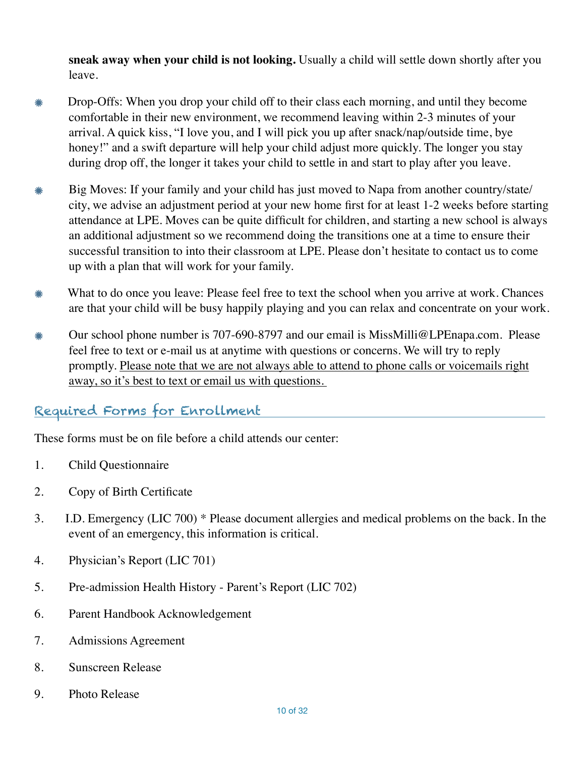**sneak away when your child is not looking.** Usually a child will settle down shortly after you leave.

- Drop-Offs: When you drop your child off to their class each morning, and until they become comfortable in their new environment, we recommend leaving within 2-3 minutes of your arrival. A quick kiss, "I love you, and I will pick you up after snack/nap/outside time, bye honey!" and a swift departure will help your child adjust more quickly. The longer you stay during drop off, the longer it takes your child to settle in and start to play after you leave.

- Big Moves: If your family and your child has just moved to Napa from another country/state/city, we advise an adjustment period at your new home first for at least 1-2 weeks before starting attendance at LPE. Moves can be quite difficult for children, and starting a new school is always an additional adjustment so we recommend doing the transitions one at a time to ensure their successful transition to into their classroom at LPE. Please don't hesitate to contact us to come up with a plan that will work for your family.

- What to do once you leave: Please feel free to text the school when you arrive at work. Chances are that your child will be busy happily playing and you can relax and concentrate on your work.

- Our school phone number is 707-690-8797 and our email is MissMilli@LPEnapa.com. Please feel free to text or e-mail us at anytime with questions or concerns. We will try to reply promptly. <u>Please note that we are not always able to attend to phone calls or voicemails right away, so it's best to text or email us with questions.</u>

## Required Forms for Enrollment

These forms must be on file before a child attends our center:

1. Child Questionnaire
2. Copy of Birth Certificate
3. I.D. Emergency (LIC 700) * Please document allergies and medical problems on the back. In the event of an emergency, this information is critical.
4. Physician's Report (LIC 701)
5. Pre-admission Health History - Parent's Report (LIC 702)
6. Parent Handbook Acknowledgement
7. Admissions Agreement
8. Sunscreen Release
9. Photo Release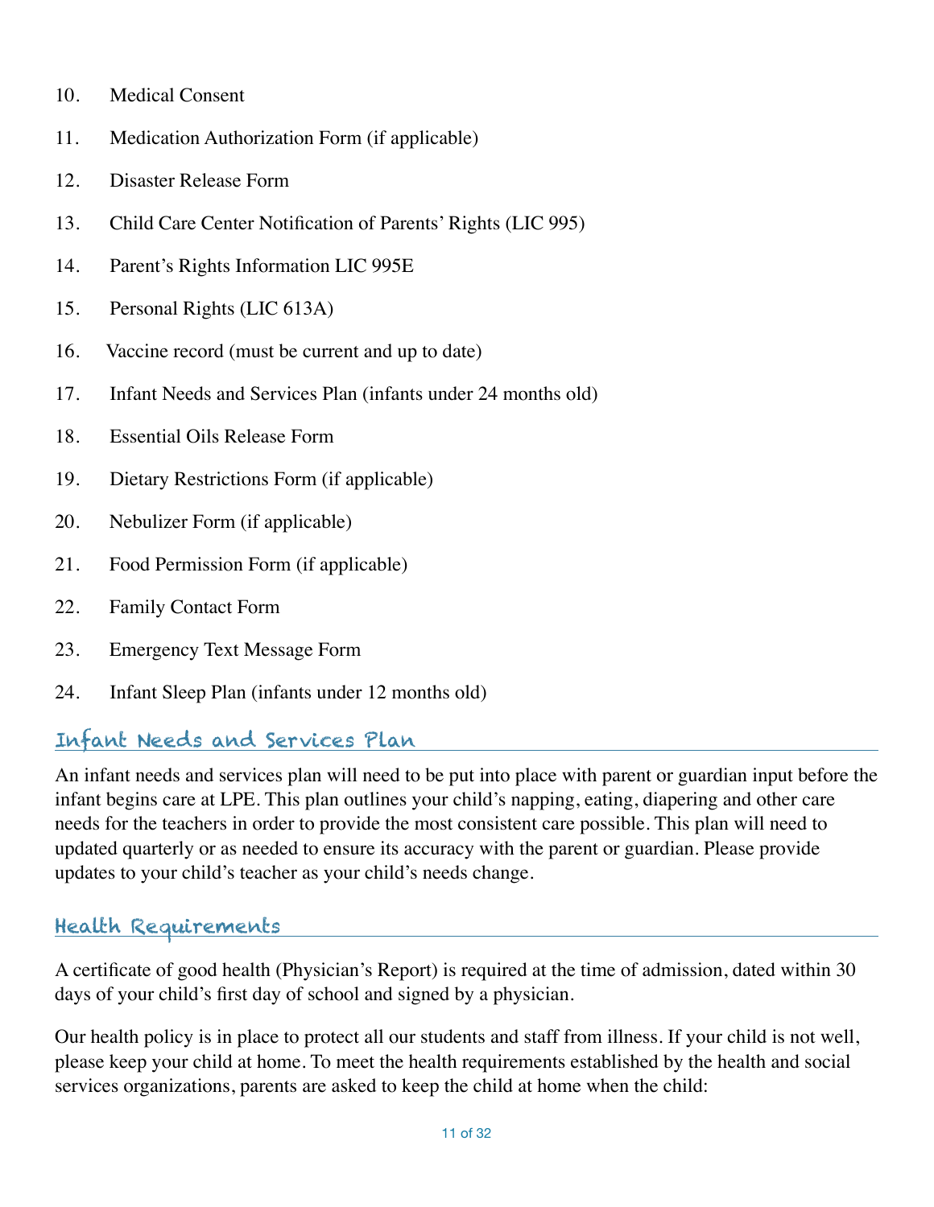10. Medical Consent
11. Medication Authorization Form (if applicable)
12. Disaster Release Form
13. Child Care Center Notification of Parents' Rights (LIC 995)
14. Parent's Rights Information LIC 995E
15. Personal Rights (LIC 613A)
16. Vaccine record (must be current and up to date)
17. Infant Needs and Services Plan (infants under 24 months old)
18. Essential Oils Release Form
19. Dietary Restrictions Form (if applicable)
20. Nebulizer Form (if applicable)
21. Food Permission Form (if applicable)
22. Family Contact Form
23. Emergency Text Message Form
24. Infant Sleep Plan (infants under 12 months old)

## Infant Needs and Services Plan

An infant needs and services plan will need to be put into place with parent or guardian input before the infant begins care at LPE. This plan outlines your child's napping, eating, diapering and other care needs for the teachers in order to provide the most consistent care possible. This plan will need to updated quarterly or as needed to ensure its accuracy with the parent or guardian. Please provide updates to your child's teacher as your child's needs change.

## Health Requirements

A certificate of good health (Physician's Report) is required at the time of admission, dated within 30 days of your child's first day of school and signed by a physician.

Our health policy is in place to protect all our students and staff from illness. If your child is not well, please keep your child at home. To meet the health requirements established by the health and social services organizations, parents are asked to keep the child at home when the child: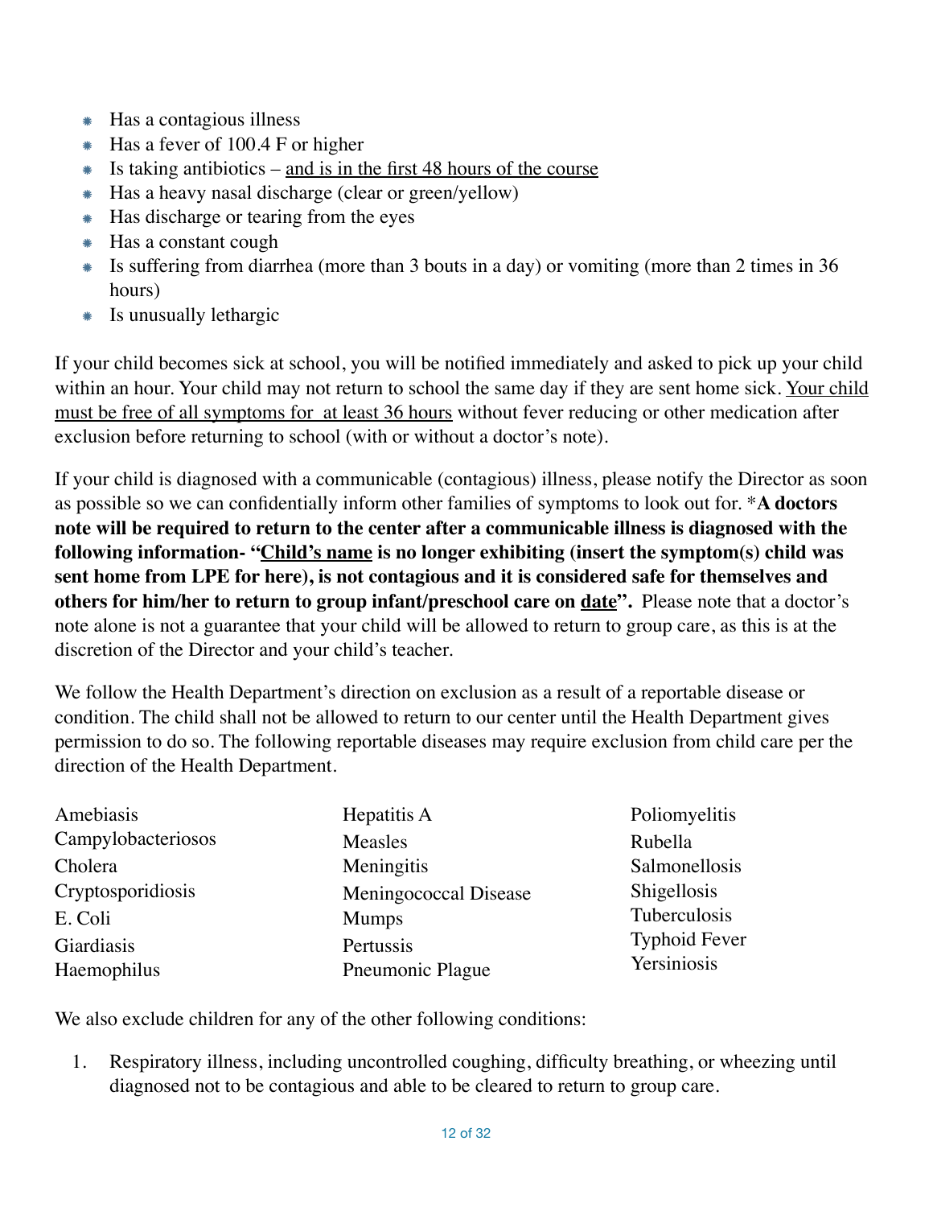- Has a contagious illness
- Has a fever of 100.4 F or higher
- Is taking antibiotics – <u>and is in the first 48 hours of the course</u>
- Has a heavy nasal discharge (clear or green/yellow)
- Has discharge or tearing from the eyes
- Has a constant cough
- Is suffering from diarrhea (more than 3 bouts in a day) or vomiting (more than 2 times in 36 hours)
- Is unusually lethargic

If your child becomes sick at school, you will be notified immediately and asked to pick up your child within an hour. Your child may not return to school the same day if they are sent home sick. <u>Your child must be free of all symptoms for at least 36 hours</u> without fever reducing or other medication after exclusion before returning to school (with or without a doctor's note).

If your child is diagnosed with a communicable (contagious) illness, please notify the Director as soon as possible so we can confidentially inform other families of symptoms to look out for. ***A doctors note will be required to return to the center after a communicable illness is diagnosed with the following information- "<u>Child's name</u> is no longer exhibiting (insert the symptom(s) child was sent home from LPE for here), is not contagious and it is considered safe for themselves and others for him/her to return to group infant/preschool care on <u>date</u>".** Please note that a doctor's note alone is not a guarantee that your child will be allowed to return to group care, as this is at the discretion of the Director and your child's teacher.

We follow the Health Department's direction on exclusion as a result of a reportable disease or condition. The child shall not be allowed to return to our center until the Health Department gives permission to do so. The following reportable diseases may require exclusion from child care per the direction of the Health Department.

| | | |
|---|---|---|
| Amebiasis | Hepatitis A | Poliomyelitis |
| Campylobacteriosos | Measles | Rubella |
| Cholera | Meningitis | Salmonellosis |
| Cryptosporidiosis | Meningococcal Disease | Shigellosis |
| E. Coli | Mumps | Tuberculosis |
| Giardiasis | Pertussis | Typhoid Fever |
| Haemophilus | Pneumonic Plague | Yersiniosis |

We also exclude children for any of the other following conditions:

1. Respiratory illness, including uncontrolled coughing, difficulty breathing, or wheezing until diagnosed not to be contagious and able to be cleared to return to group care.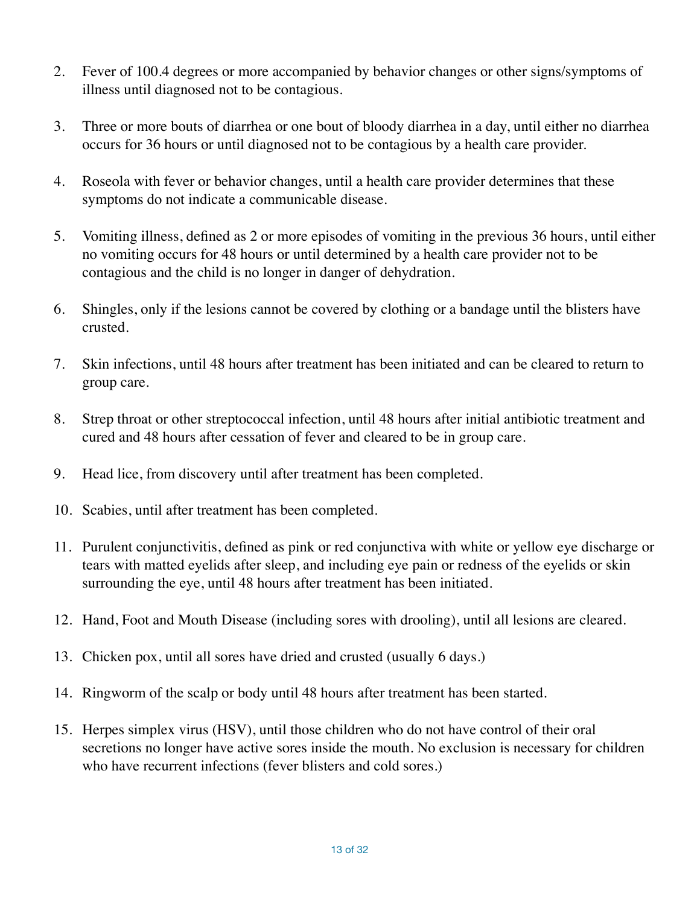2. Fever of 100.4 degrees or more accompanied by behavior changes or other signs/symptoms of illness until diagnosed not to be contagious.

3. Three or more bouts of diarrhea or one bout of bloody diarrhea in a day, until either no diarrhea occurs for 36 hours or until diagnosed not to be contagious by a health care provider.

4. Roseola with fever or behavior changes, until a health care provider determines that these symptoms do not indicate a communicable disease.

5. Vomiting illness, defined as 2 or more episodes of vomiting in the previous 36 hours, until either no vomiting occurs for 48 hours or until determined by a health care provider not to be contagious and the child is no longer in danger of dehydration.

6. Shingles, only if the lesions cannot be covered by clothing or a bandage until the blisters have crusted.

7. Skin infections, until 48 hours after treatment has been initiated and can be cleared to return to group care.

8. Strep throat or other streptococcal infection, until 48 hours after initial antibiotic treatment and cured and 48 hours after cessation of fever and cleared to be in group care.

9. Head lice, from discovery until after treatment has been completed.

10. Scabies, until after treatment has been completed.

11. Purulent conjunctivitis, defined as pink or red conjunctiva with white or yellow eye discharge or tears with matted eyelids after sleep, and including eye pain or redness of the eyelids or skin surrounding the eye, until 48 hours after treatment has been initiated.

12. Hand, Foot and Mouth Disease (including sores with drooling), until all lesions are cleared.

13. Chicken pox, until all sores have dried and crusted (usually 6 days.)

14. Ringworm of the scalp or body until 48 hours after treatment has been started.

15. Herpes simplex virus (HSV), until those children who do not have control of their oral secretions no longer have active sores inside the mouth. No exclusion is necessary for children who have recurrent infections (fever blisters and cold sores.)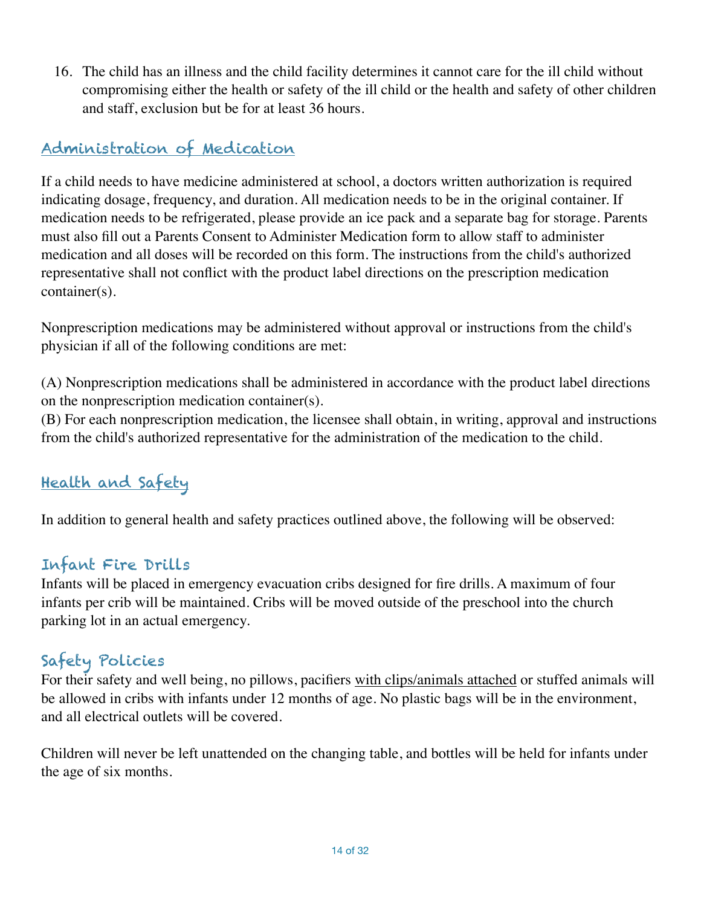16. The child has an illness and the child facility determines it cannot care for the ill child without compromising either the health or safety of the ill child or the health and safety of other children and staff, exclusion but be for at least 36 hours.

## Administration of Medication

If a child needs to have medicine administered at school, a doctors written authorization is required indicating dosage, frequency, and duration. All medication needs to be in the original container. If medication needs to be refrigerated, please provide an ice pack and a separate bag for storage. Parents must also fill out a Parents Consent to Administer Medication form to allow staff to administer medication and all doses will be recorded on this form. The instructions from the child's authorized representative shall not conflict with the product label directions on the prescription medication container(s).

Nonprescription medications may be administered without approval or instructions from the child's physician if all of the following conditions are met:

(A) Nonprescription medications shall be administered in accordance with the product label directions on the nonprescription medication container(s).
(B) For each nonprescription medication, the licensee shall obtain, in writing, approval and instructions from the child's authorized representative for the administration of the medication to the child.

## Health and Safety

In addition to general health and safety practices outlined above, the following will be observed:

### Infant Fire Drills

Infants will be placed in emergency evacuation cribs designed for fire drills. A maximum of four infants per crib will be maintained. Cribs will be moved outside of the preschool into the church parking lot in an actual emergency.

### Safety Policies

For their safety and well being, no pillows, pacifiers with clips/animals attached or stuffed animals will be allowed in cribs with infants under 12 months of age. No plastic bags will be in the environment, and all electrical outlets will be covered.

Children will never be left unattended on the changing table, and bottles will be held for infants under the age of six months.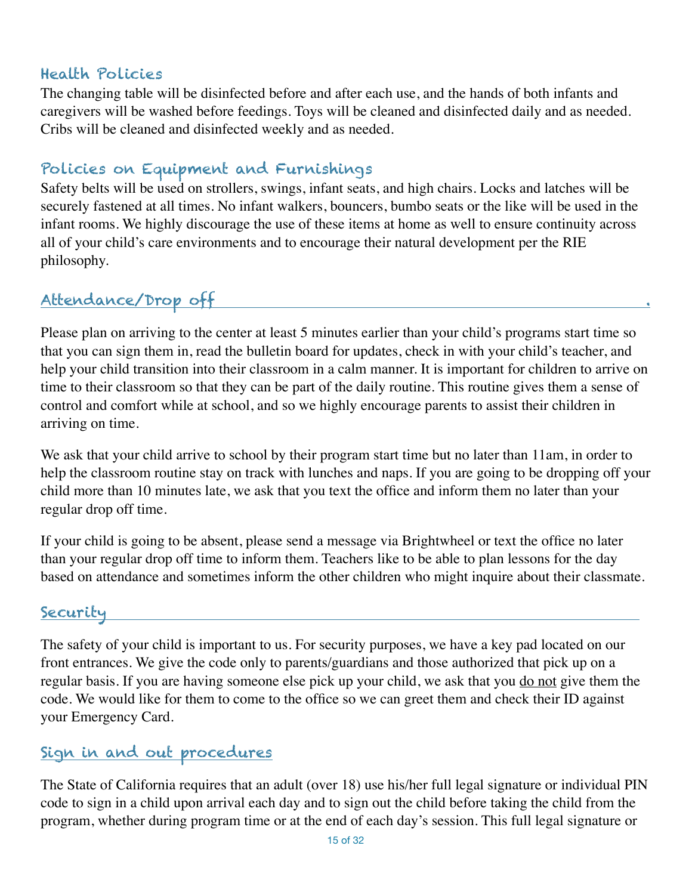## Health Policies

The changing table will be disinfected before and after each use, and the hands of both infants and caregivers will be washed before feedings. Toys will be cleaned and disinfected daily and as needed. Cribs will be cleaned and disinfected weekly and as needed.

## Policies on Equipment and Furnishings

Safety belts will be used on strollers, swings, infant seats, and high chairs. Locks and latches will be securely fastened at all times. No infant walkers, bouncers, bumbo seats or the like will be used in the infant rooms. We highly discourage the use of these items at home as well to ensure continuity across all of your child's care environments and to encourage their natural development per the RIE philosophy.

## Attendance/Drop off

Please plan on arriving to the center at least 5 minutes earlier than your child's programs start time so that you can sign them in, read the bulletin board for updates, check in with your child's teacher, and help your child transition into their classroom in a calm manner. It is important for children to arrive on time to their classroom so that they can be part of the daily routine. This routine gives them a sense of control and comfort while at school, and so we highly encourage parents to assist their children in arriving on time.

We ask that your child arrive to school by their program start time but no later than 11am, in order to help the classroom routine stay on track with lunches and naps. If you are going to be dropping off your child more than 10 minutes late, we ask that you text the office and inform them no later than your regular drop off time.

If your child is going to be absent, please send a message via Brightwheel or text the office no later than your regular drop off time to inform them. Teachers like to be able to plan lessons for the day based on attendance and sometimes inform the other children who might inquire about their classmate.

## Security

The safety of your child is important to us. For security purposes, we have a key pad located on our front entrances. We give the code only to parents/guardians and those authorized that pick up on a regular basis. If you are having someone else pick up your child, we ask that you <u>do not</u> give them the code. We would like for them to come to the office so we can greet them and check their ID against your Emergency Card.

## Sign in and out procedures

The State of California requires that an adult (over 18) use his/her full legal signature or individual PIN code to sign in a child upon arrival each day and to sign out the child before taking the child from the program, whether during program time or at the end of each day's session. This full legal signature or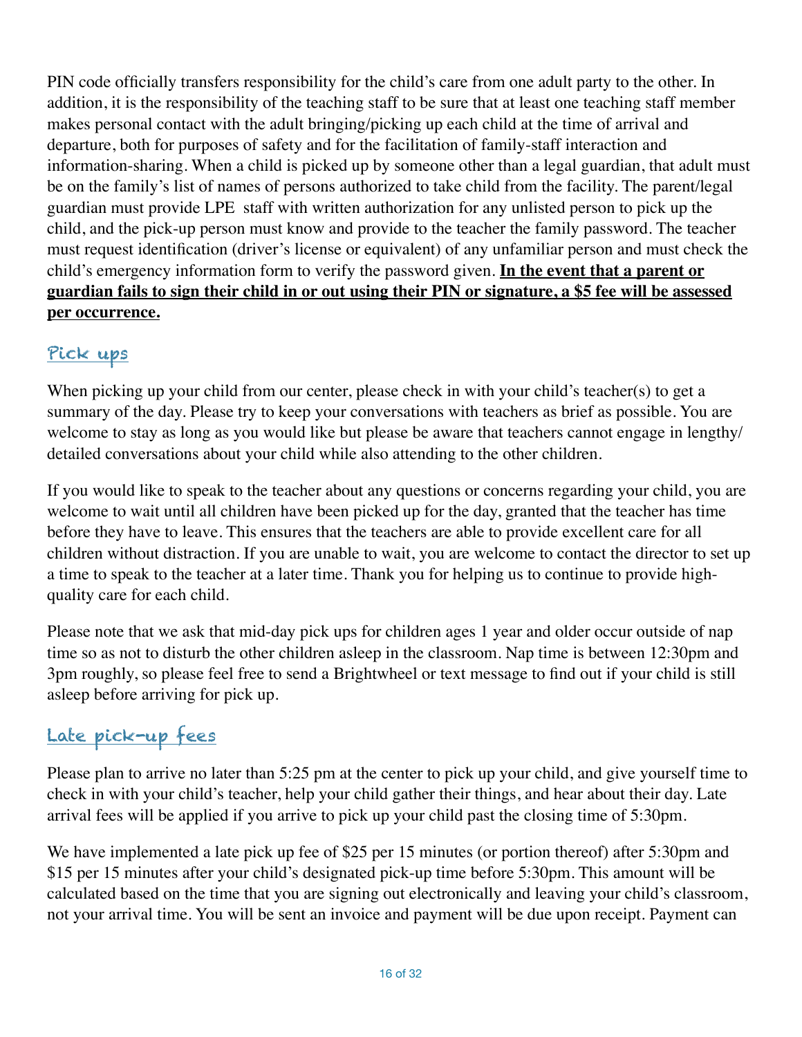PIN code officially transfers responsibility for the child's care from one adult party to the other. In addition, it is the responsibility of the teaching staff to be sure that at least one teaching staff member makes personal contact with the adult bringing/picking up each child at the time of arrival and departure, both for purposes of safety and for the facilitation of family-staff interaction and information-sharing. When a child is picked up by someone other than a legal guardian, that adult must be on the family's list of names of persons authorized to take child from the facility. The parent/legal guardian must provide LPE staff with written authorization for any unlisted person to pick up the child, and the pick-up person must know and provide to the teacher the family password. The teacher must request identification (driver's license or equivalent) of any unfamiliar person and must check the child's emergency information form to verify the password given. **In the event that a parent or guardian fails to sign their child in or out using their PIN or signature, a $5 fee will be assessed per occurrence.**

## Pick ups

When picking up your child from our center, please check in with your child's teacher(s) to get a summary of the day. Please try to keep your conversations with teachers as brief as possible. You are welcome to stay as long as you would like but please be aware that teachers cannot engage in lengthy/ detailed conversations about your child while also attending to the other children.

If you would like to speak to the teacher about any questions or concerns regarding your child, you are welcome to wait until all children have been picked up for the day, granted that the teacher has time before they have to leave. This ensures that the teachers are able to provide excellent care for all children without distraction. If you are unable to wait, you are welcome to contact the director to set up a time to speak to the teacher at a later time. Thank you for helping us to continue to provide high-quality care for each child.

Please note that we ask that mid-day pick ups for children ages 1 year and older occur outside of nap time so as not to disturb the other children asleep in the classroom. Nap time is between 12:30pm and 3pm roughly, so please feel free to send a Brightwheel or text message to find out if your child is still asleep before arriving for pick up.

## Late pick-up fees

Please plan to arrive no later than 5:25 pm at the center to pick up your child, and give yourself time to check in with your child's teacher, help your child gather their things, and hear about their day. Late arrival fees will be applied if you arrive to pick up your child past the closing time of 5:30pm.

We have implemented a late pick up fee of $25 per 15 minutes (or portion thereof) after 5:30pm and $15 per 15 minutes after your child's designated pick-up time before 5:30pm. This amount will be calculated based on the time that you are signing out electronically and leaving your child's classroom, not your arrival time. You will be sent an invoice and payment will be due upon receipt. Payment can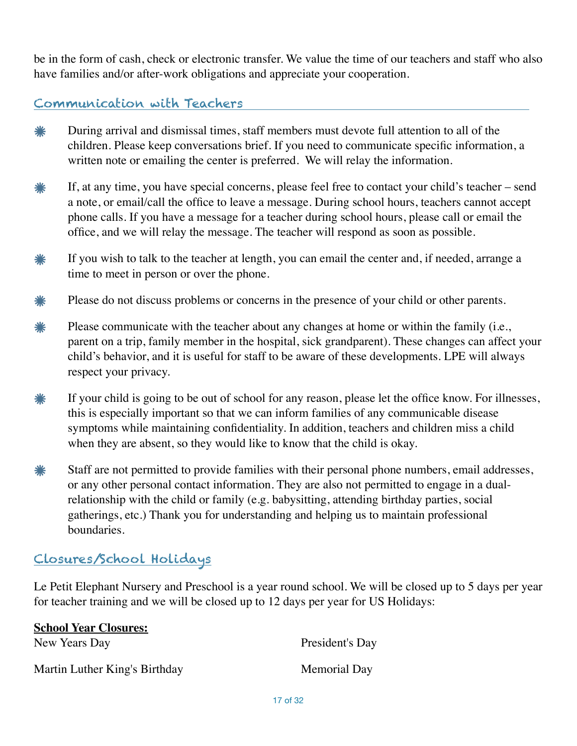be in the form of cash, check or electronic transfer. We value the time of our teachers and staff who also have families and/or after-work obligations and appreciate your cooperation.

## Communication with Teachers

- During arrival and dismissal times, staff members must devote full attention to all of the children. Please keep conversations brief. If you need to communicate specific information, a written note or emailing the center is preferred. We will relay the information.
- If, at any time, you have special concerns, please feel free to contact your child's teacher – send a note, or email/call the office to leave a message. During school hours, teachers cannot accept phone calls. If you have a message for a teacher during school hours, please call or email the office, and we will relay the message. The teacher will respond as soon as possible.
- If you wish to talk to the teacher at length, you can email the center and, if needed, arrange a time to meet in person or over the phone.
- Please do not discuss problems or concerns in the presence of your child or other parents.
- Please communicate with the teacher about any changes at home or within the family (i.e., parent on a trip, family member in the hospital, sick grandparent). These changes can affect your child's behavior, and it is useful for staff to be aware of these developments. LPE will always respect your privacy.
- If your child is going to be out of school for any reason, please let the office know. For illnesses, this is especially important so that we can inform families of any communicable disease symptoms while maintaining confidentiality. In addition, teachers and children miss a child when they are absent, so they would like to know that the child is okay.
- Staff are not permitted to provide families with their personal phone numbers, email addresses, or any other personal contact information. They are also not permitted to engage in a dual-relationship with the child or family (e.g. babysitting, attending birthday parties, social gatherings, etc.) Thank you for understanding and helping us to maintain professional boundaries.

## Closures/School Holidays

Le Petit Elephant Nursery and Preschool is a year round school. We will be closed up to 5 days per year for teacher training and we will be closed up to 12 days per year for US Holidays:

**School Year Closures:**

New Years Day

Martin Luther King's Birthday

President's Day

Memorial Day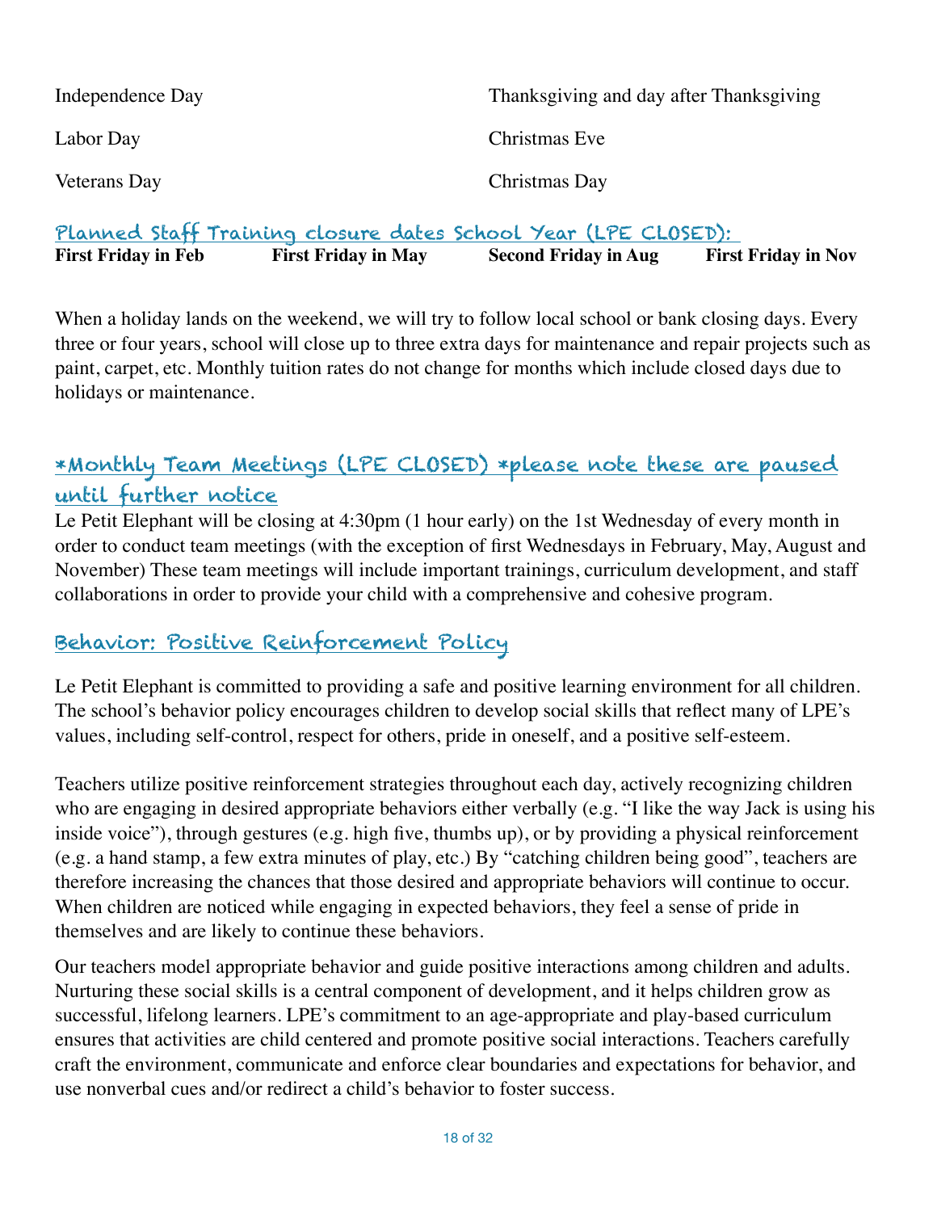Independence Day

Labor Day

Veterans Day

Thanksgiving and day after Thanksgiving

Christmas Eve

Christmas Day

## Planned Staff Training closure dates School Year (LPE CLOSED):

**First Friday in Feb** **First Friday in May** **Second Friday in Aug** **First Friday in Nov**

When a holiday lands on the weekend, we will try to follow local school or bank closing days. Every three or four years, school will close up to three extra days for maintenance and repair projects such as paint, carpet, etc. Monthly tuition rates do not change for months which include closed days due to holidays or maintenance.

## *Monthly Team Meetings (LPE CLOSED) *please note these are paused until further notice

Le Petit Elephant will be closing at 4:30pm (1 hour early) on the 1st Wednesday of every month in order to conduct team meetings (with the exception of first Wednesdays in February, May, August and November) These team meetings will include important trainings, curriculum development, and staff collaborations in order to provide your child with a comprehensive and cohesive program.

## Behavior: Positive Reinforcement Policy

Le Petit Elephant is committed to providing a safe and positive learning environment for all children. The school's behavior policy encourages children to develop social skills that reflect many of LPE's values, including self-control, respect for others, pride in oneself, and a positive self-esteem.

Teachers utilize positive reinforcement strategies throughout each day, actively recognizing children who are engaging in desired appropriate behaviors either verbally (e.g. "I like the way Jack is using his inside voice"), through gestures (e.g. high five, thumbs up), or by providing a physical reinforcement (e.g. a hand stamp, a few extra minutes of play, etc.) By "catching children being good", teachers are therefore increasing the chances that those desired and appropriate behaviors will continue to occur. When children are noticed while engaging in expected behaviors, they feel a sense of pride in themselves and are likely to continue these behaviors.

Our teachers model appropriate behavior and guide positive interactions among children and adults. Nurturing these social skills is a central component of development, and it helps children grow as successful, lifelong learners. LPE's commitment to an age-appropriate and play-based curriculum ensures that activities are child centered and promote positive social interactions. Teachers carefully craft the environment, communicate and enforce clear boundaries and expectations for behavior, and use nonverbal cues and/or redirect a child's behavior to foster success.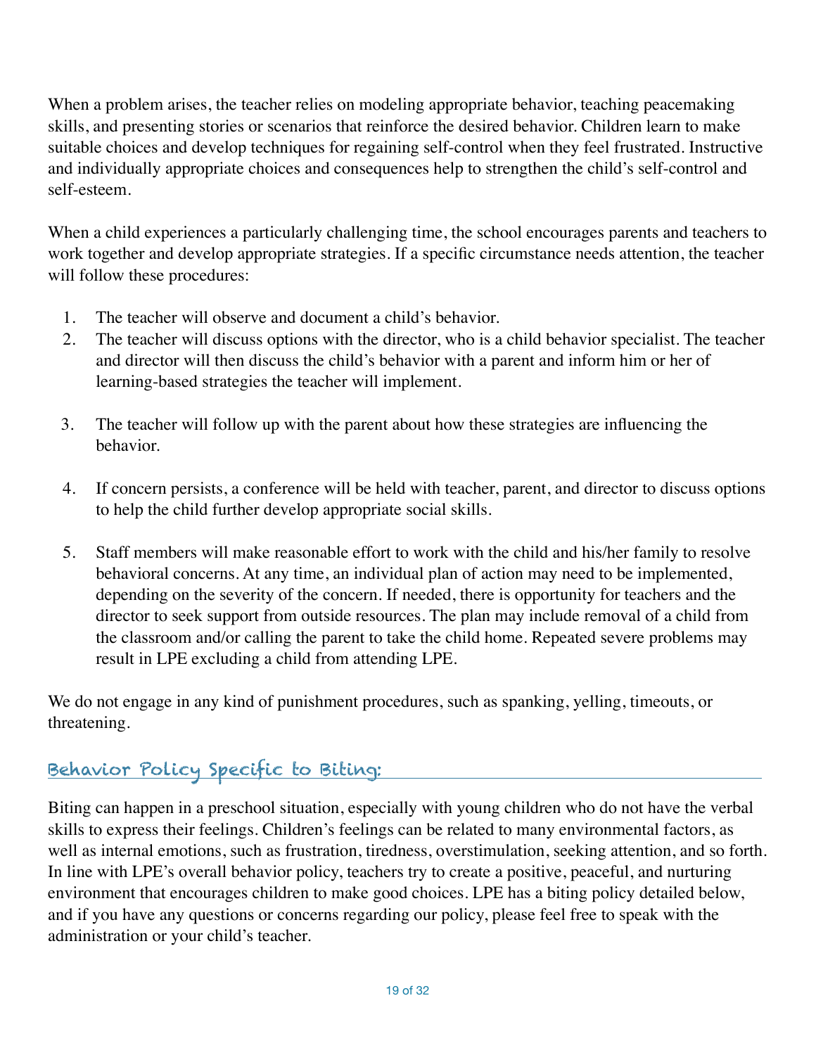When a problem arises, the teacher relies on modeling appropriate behavior, teaching peacemaking skills, and presenting stories or scenarios that reinforce the desired behavior. Children learn to make suitable choices and develop techniques for regaining self-control when they feel frustrated. Instructive and individually appropriate choices and consequences help to strengthen the child's self-control and self-esteem.

When a child experiences a particularly challenging time, the school encourages parents and teachers to work together and develop appropriate strategies. If a specific circumstance needs attention, the teacher will follow these procedures:

1. The teacher will observe and document a child's behavior.
2. The teacher will discuss options with the director, who is a child behavior specialist. The teacher and director will then discuss the child's behavior with a parent and inform him or her of learning-based strategies the teacher will implement.
3. The teacher will follow up with the parent about how these strategies are influencing the behavior.
4. If concern persists, a conference will be held with teacher, parent, and director to discuss options to help the child further develop appropriate social skills.
5. Staff members will make reasonable effort to work with the child and his/her family to resolve behavioral concerns. At any time, an individual plan of action may need to be implemented, depending on the severity of the concern. If needed, there is opportunity for teachers and the director to seek support from outside resources. The plan may include removal of a child from the classroom and/or calling the parent to take the child home. Repeated severe problems may result in LPE excluding a child from attending LPE.

We do not engage in any kind of punishment procedures, such as spanking, yelling, timeouts, or threatening.

## Behavior Policy Specific to Biting:

Biting can happen in a preschool situation, especially with young children who do not have the verbal skills to express their feelings. Children's feelings can be related to many environmental factors, as well as internal emotions, such as frustration, tiredness, overstimulation, seeking attention, and so forth. In line with LPE's overall behavior policy, teachers try to create a positive, peaceful, and nurturing environment that encourages children to make good choices. LPE has a biting policy detailed below, and if you have any questions or concerns regarding our policy, please feel free to speak with the administration or your child's teacher.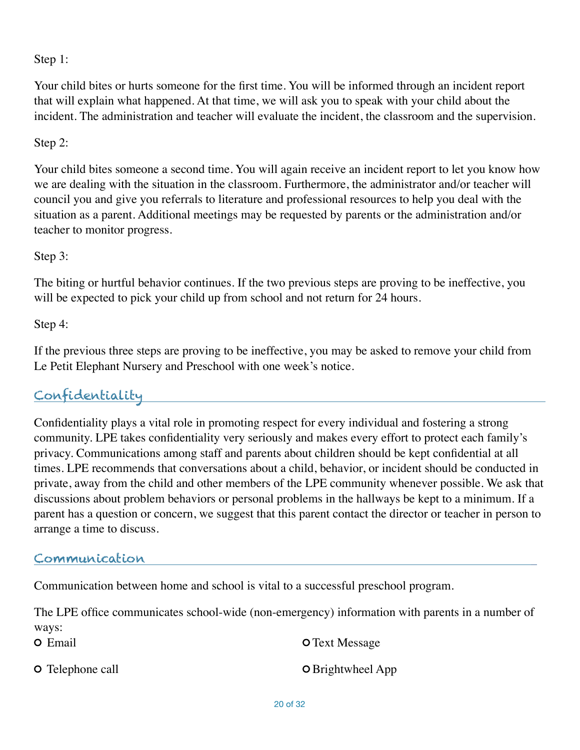Step 1:

Your child bites or hurts someone for the first time. You will be informed through an incident report that will explain what happened. At that time, we will ask you to speak with your child about the incident. The administration and teacher will evaluate the incident, the classroom and the supervision.

Step 2:

Your child bites someone a second time. You will again receive an incident report to let you know how we are dealing with the situation in the classroom. Furthermore, the administrator and/or teacher will council you and give you referrals to literature and professional resources to help you deal with the situation as a parent. Additional meetings may be requested by parents or the administration and/or teacher to monitor progress.

Step 3:

The biting or hurtful behavior continues. If the two previous steps are proving to be ineffective, you will be expected to pick your child up from school and not return for 24 hours.

Step 4:

If the previous three steps are proving to be ineffective, you may be asked to remove your child from Le Petit Elephant Nursery and Preschool with one week's notice.

## Confidentiality

Confidentiality plays a vital role in promoting respect for every individual and fostering a strong community. LPE takes confidentiality very seriously and makes every effort to protect each family's privacy. Communications among staff and parents about children should be kept confidential at all times. LPE recommends that conversations about a child, behavior, or incident should be conducted in private, away from the child and other members of the LPE community whenever possible. We ask that discussions about problem behaviors or personal problems in the hallways be kept to a minimum. If a parent has a question or concern, we suggest that this parent contact the director or teacher in person to arrange a time to discuss.

## Communication

Communication between home and school is vital to a successful preschool program.

The LPE office communicates school-wide (non-emergency) information with parents in a number of ways:

- Email
- Text Message
- Telephone call
- Brightwheel App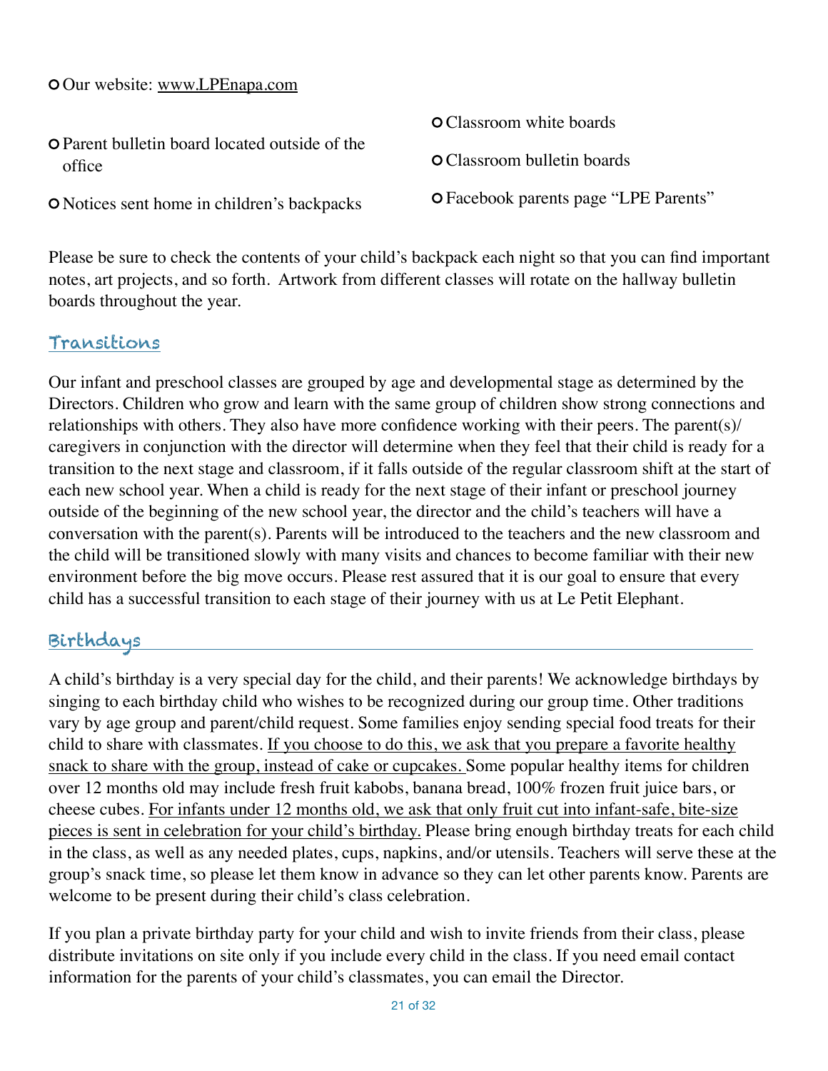- Our website: www.LPEnapa.com
- Parent bulletin board located outside of the office
- Notices sent home in children's backpacks
- Classroom white boards
- Classroom bulletin boards
- Facebook parents page "LPE Parents"

Please be sure to check the contents of your child's backpack each night so that you can find important notes, art projects, and so forth. Artwork from different classes will rotate on the hallway bulletin boards throughout the year.

## Transitions

Our infant and preschool classes are grouped by age and developmental stage as determined by the Directors. Children who grow and learn with the same group of children show strong connections and relationships with others. They also have more confidence working with their peers. The parent(s)/caregivers in conjunction with the director will determine when they feel that their child is ready for a transition to the next stage and classroom, if it falls outside of the regular classroom shift at the start of each new school year. When a child is ready for the next stage of their infant or preschool journey outside of the beginning of the new school year, the director and the child's teachers will have a conversation with the parent(s). Parents will be introduced to the teachers and the new classroom and the child will be transitioned slowly with many visits and chances to become familiar with their new environment before the big move occurs. Please rest assured that it is our goal to ensure that every child has a successful transition to each stage of their journey with us at Le Petit Elephant.

## Birthdays

A child's birthday is a very special day for the child, and their parents! We acknowledge birthdays by singing to each birthday child who wishes to be recognized during our group time. Other traditions vary by age group and parent/child request. Some families enjoy sending special food treats for their child to share with classmates. <u>If you choose to do this, we ask that you prepare a favorite healthy snack to share with the group, instead of cake or cupcakes.</u> Some popular healthy items for children over 12 months old may include fresh fruit kabobs, banana bread, 100% frozen fruit juice bars, or cheese cubes. <u>For infants under 12 months old, we ask that only fruit cut into infant-safe, bite-size pieces is sent in celebration for your child's birthday.</u> Please bring enough birthday treats for each child in the class, as well as any needed plates, cups, napkins, and/or utensils. Teachers will serve these at the group's snack time, so please let them know in advance so they can let other parents know. Parents are welcome to be present during their child's class celebration.

If you plan a private birthday party for your child and wish to invite friends from their class, please distribute invitations on site only if you include every child in the class. If you need email contact information for the parents of your child's classmates, you can email the Director.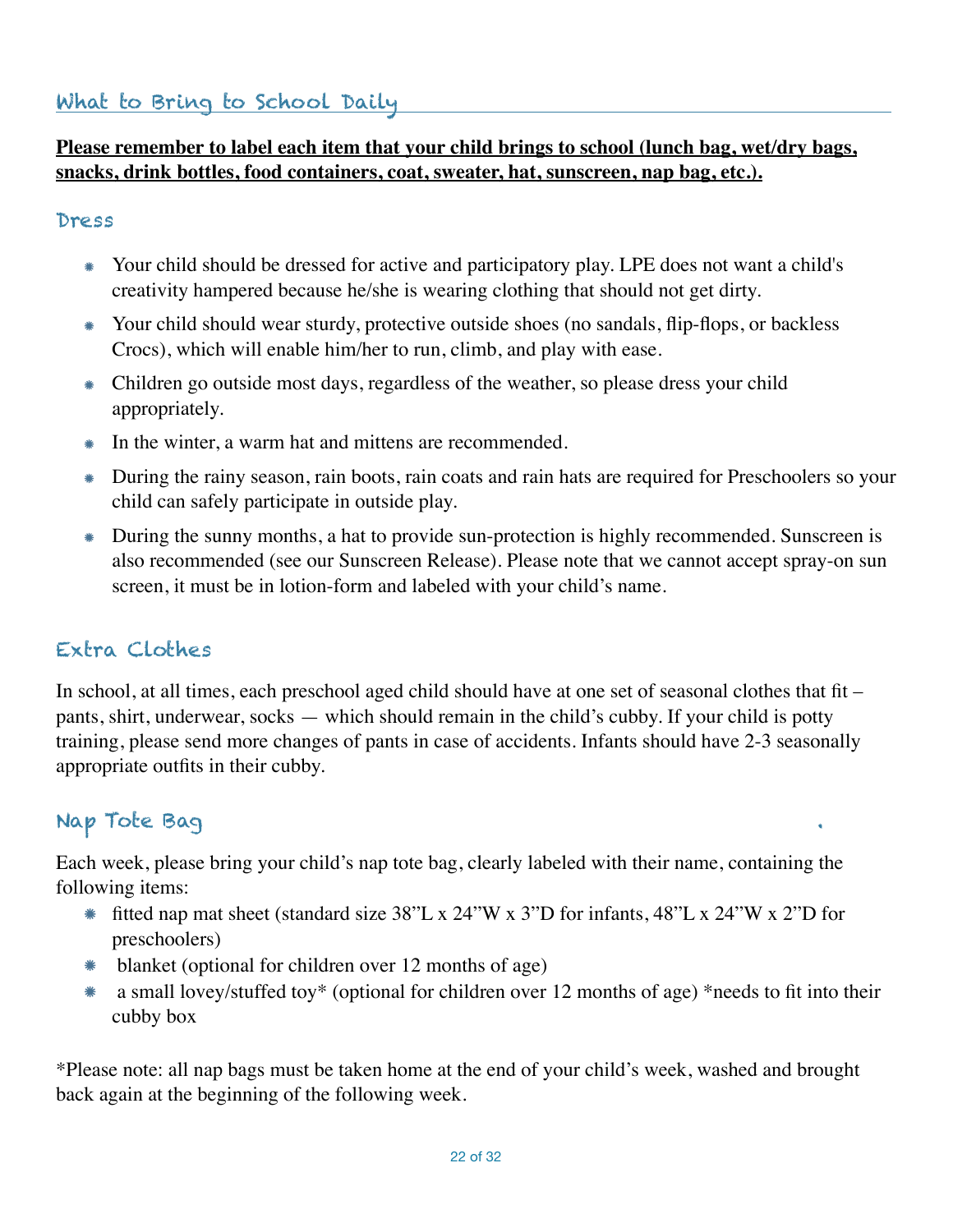## What to Bring to School Daily

**Please remember to label each item that your child brings to school (lunch bag, wet/dry bags, snacks, drink bottles, food containers, coat, sweater, hat, sunscreen, nap bag, etc.).**

### Dress

- Your child should be dressed for active and participatory play. LPE does not want a child's creativity hampered because he/she is wearing clothing that should not get dirty.
- Your child should wear sturdy, protective outside shoes (no sandals, flip-flops, or backless Crocs), which will enable him/her to run, climb, and play with ease.
- Children go outside most days, regardless of the weather, so please dress your child appropriately.
- In the winter, a warm hat and mittens are recommended.
- During the rainy season, rain boots, rain coats and rain hats are required for Preschoolers so your child can safely participate in outside play.
- During the sunny months, a hat to provide sun-protection is highly recommended. Sunscreen is also recommended (see our Sunscreen Release). Please note that we cannot accept spray-on sun screen, it must be in lotion-form and labeled with your child's name.

### Extra Clothes

In school, at all times, each preschool aged child should have at one set of seasonal clothes that fit – pants, shirt, underwear, socks — which should remain in the child's cubby. If your child is potty training, please send more changes of pants in case of accidents. Infants should have 2-3 seasonally appropriate outfits in their cubby.

### Nap Tote Bag

Each week, please bring your child's nap tote bag, clearly labeled with their name, containing the following items:

- fitted nap mat sheet (standard size 38"L x 24"W x 3"D for infants, 48"L x 24"W x 2"D for preschoolers)
- blanket (optional for children over 12 months of age)
- a small lovey/stuffed toy* (optional for children over 12 months of age) *needs to fit into their cubby box

*Please note: all nap bags must be taken home at the end of your child's week, washed and brought back again at the beginning of the following week.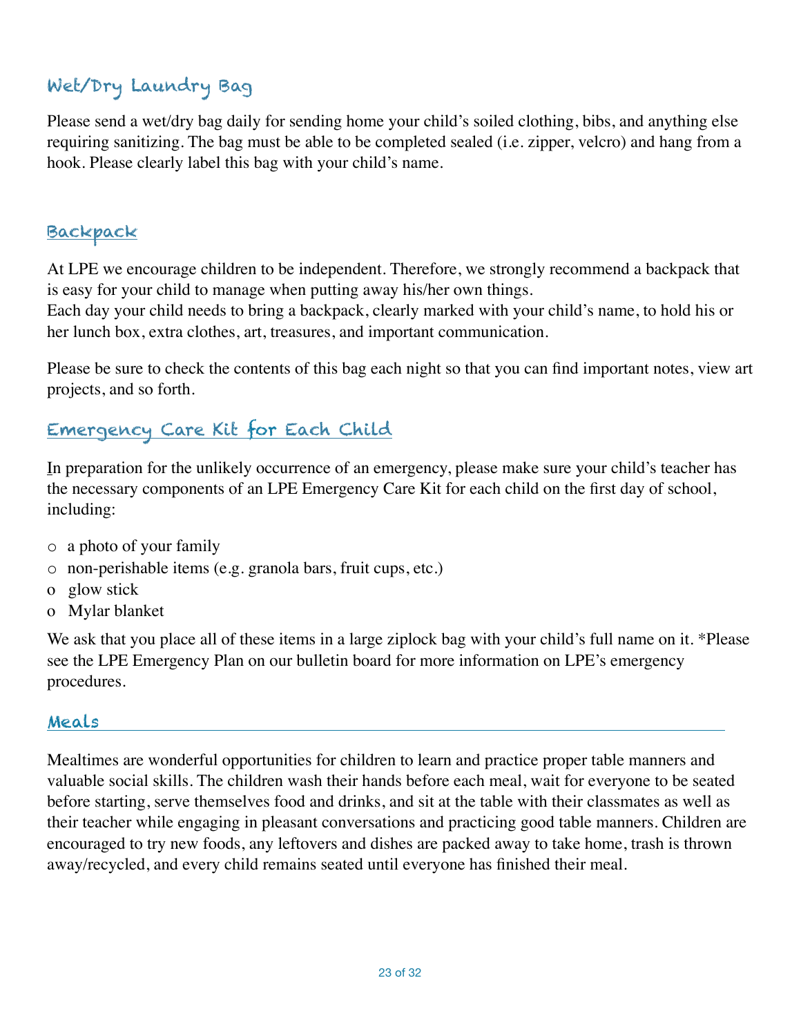## Wet/Dry Laundry Bag

Please send a wet/dry bag daily for sending home your child's soiled clothing, bibs, and anything else requiring sanitizing. The bag must be able to be completed sealed (i.e. zipper, velcro) and hang from a hook. Please clearly label this bag with your child's name.

## Backpack

At LPE we encourage children to be independent. Therefore, we strongly recommend a backpack that is easy for your child to manage when putting away his/her own things.
Each day your child needs to bring a backpack, clearly marked with your child's name, to hold his or her lunch box, extra clothes, art, treasures, and important communication.

Please be sure to check the contents of this bag each night so that you can find important notes, view art projects, and so forth.

## Emergency Care Kit for Each Child

In preparation for the unlikely occurrence of an emergency, please make sure your child's teacher has the necessary components of an LPE Emergency Care Kit for each child on the first day of school, including:

- a photo of your family
- non-perishable items (e.g. granola bars, fruit cups, etc.)
- glow stick
- Mylar blanket

We ask that you place all of these items in a large ziplock bag with your child's full name on it. *Please see the LPE Emergency Plan on our bulletin board for more information on LPE's emergency procedures.

## Meals

Mealtimes are wonderful opportunities for children to learn and practice proper table manners and valuable social skills. The children wash their hands before each meal, wait for everyone to be seated before starting, serve themselves food and drinks, and sit at the table with their classmates as well as their teacher while engaging in pleasant conversations and practicing good table manners. Children are encouraged to try new foods, any leftovers and dishes are packed away to take home, trash is thrown away/recycled, and every child remains seated until everyone has finished their meal.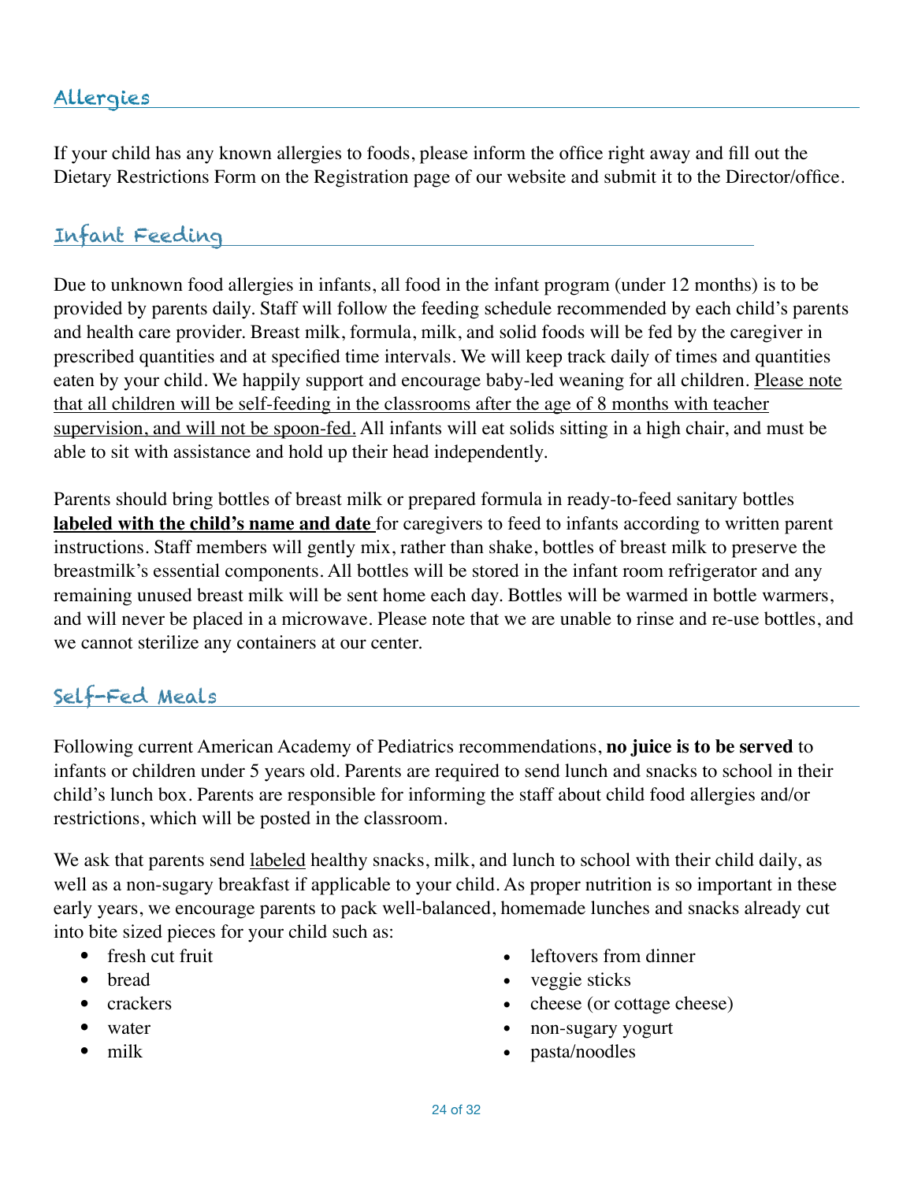## Allergies

If your child has any known allergies to foods, please inform the office right away and fill out the Dietary Restrictions Form on the Registration page of our website and submit it to the Director/office.

## Infant Feeding

Due to unknown food allergies in infants, all food in the infant program (under 12 months) is to be provided by parents daily. Staff will follow the feeding schedule recommended by each child's parents and health care provider. Breast milk, formula, milk, and solid foods will be fed by the caregiver in prescribed quantities and at specified time intervals. We will keep track daily of times and quantities eaten by your child. We happily support and encourage baby-led weaning for all children. <u>Please note that all children will be self-feeding in the classrooms after the age of 8 months with teacher supervision, and will not be spoon-fed.</u> All infants will eat solids sitting in a high chair, and must be able to sit with assistance and hold up their head independently.

Parents should bring bottles of breast milk or prepared formula in ready-to-feed sanitary bottles **<u>labeled with the child's name and date</u>** for caregivers to feed to infants according to written parent instructions. Staff members will gently mix, rather than shake, bottles of breast milk to preserve the breastmilk's essential components. All bottles will be stored in the infant room refrigerator and any remaining unused breast milk will be sent home each day. Bottles will be warmed in bottle warmers, and will never be placed in a microwave. Please note that we are unable to rinse and re-use bottles, and we cannot sterilize any containers at our center.

## Self-Fed Meals

Following current American Academy of Pediatrics recommendations, **no juice is to be served** to infants or children under 5 years old. Parents are required to send lunch and snacks to school in their child's lunch box. Parents are responsible for informing the staff about child food allergies and/or restrictions, which will be posted in the classroom.

We ask that parents send <u>labeled</u> healthy snacks, milk, and lunch to school with their child daily, as well as a non-sugary breakfast if applicable to your child. As proper nutrition is so important in these early years, we encourage parents to pack well-balanced, homemade lunches and snacks already cut into bite sized pieces for your child such as:

- fresh cut fruit
- bread
- crackers
- water
- milk
- leftovers from dinner
- veggie sticks
- cheese (or cottage cheese)
- non-sugary yogurt
- pasta/noodles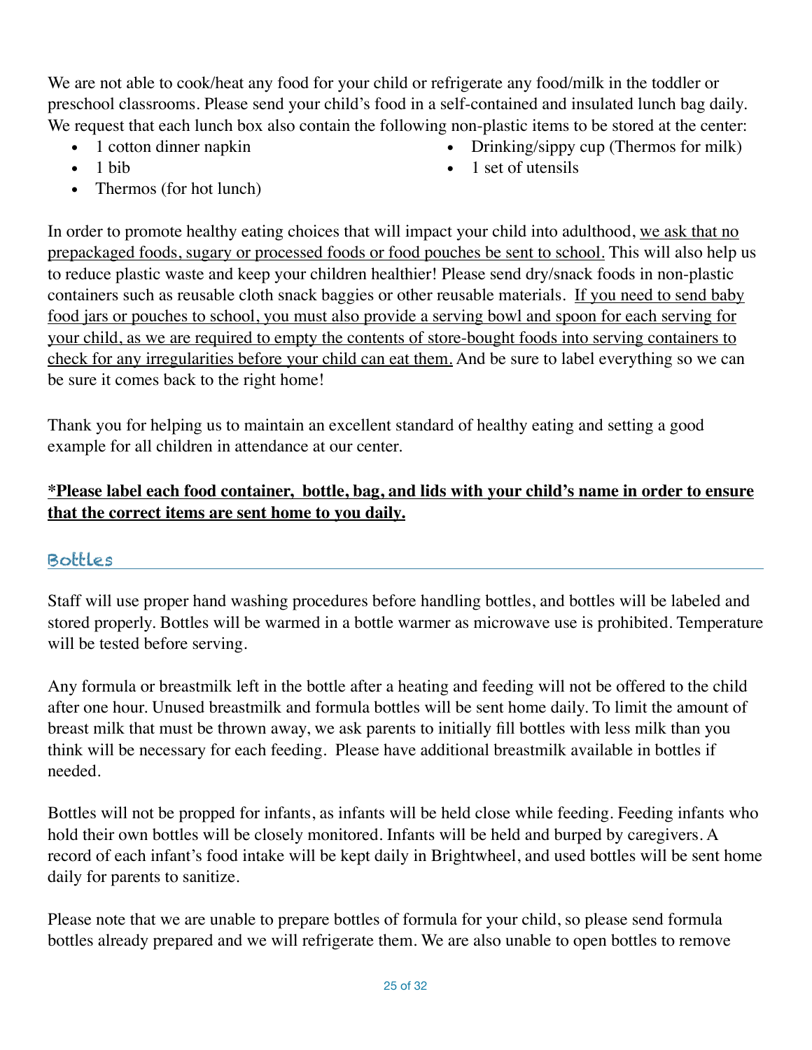We are not able to cook/heat any food for your child or refrigerate any food/milk in the toddler or preschool classrooms. Please send your child's food in a self-contained and insulated lunch bag daily. We request that each lunch box also contain the following non-plastic items to be stored at the center:

- 1 cotton dinner napkin
- 1 bib
- Thermos (for hot lunch)
- Drinking/sippy cup (Thermos for milk)
- 1 set of utensils

In order to promote healthy eating choices that will impact your child into adulthood, <u>we ask that no prepackaged foods, sugary or processed foods or food pouches be sent to school.</u> This will also help us to reduce plastic waste and keep your children healthier! Please send dry/snack foods in non-plastic containers such as reusable cloth snack baggies or other reusable materials. <u>If you need to send baby food jars or pouches to school, you must also provide a serving bowl and spoon for each serving for your child, as we are required to empty the contents of store-bought foods into serving containers to check for any irregularities before your child can eat them.</u> And be sure to label everything so we can be sure it comes back to the right home!

Thank you for helping us to maintain an excellent standard of healthy eating and setting a good example for all children in attendance at our center.

**<u>*Please label each food container, bottle, bag, and lids with your child's name in order to ensure that the correct items are sent home to you daily.</u>**

## Bottles

Staff will use proper hand washing procedures before handling bottles, and bottles will be labeled and stored properly. Bottles will be warmed in a bottle warmer as microwave use is prohibited. Temperature will be tested before serving.

Any formula or breastmilk left in the bottle after a heating and feeding will not be offered to the child after one hour. Unused breastmilk and formula bottles will be sent home daily. To limit the amount of breast milk that must be thrown away, we ask parents to initially fill bottles with less milk than you think will be necessary for each feeding. Please have additional breastmilk available in bottles if needed.

Bottles will not be propped for infants, as infants will be held close while feeding. Feeding infants who hold their own bottles will be closely monitored. Infants will be held and burped by caregivers. A record of each infant's food intake will be kept daily in Brightwheel, and used bottles will be sent home daily for parents to sanitize.

Please note that we are unable to prepare bottles of formula for your child, so please send formula bottles already prepared and we will refrigerate them. We are also unable to open bottles to remove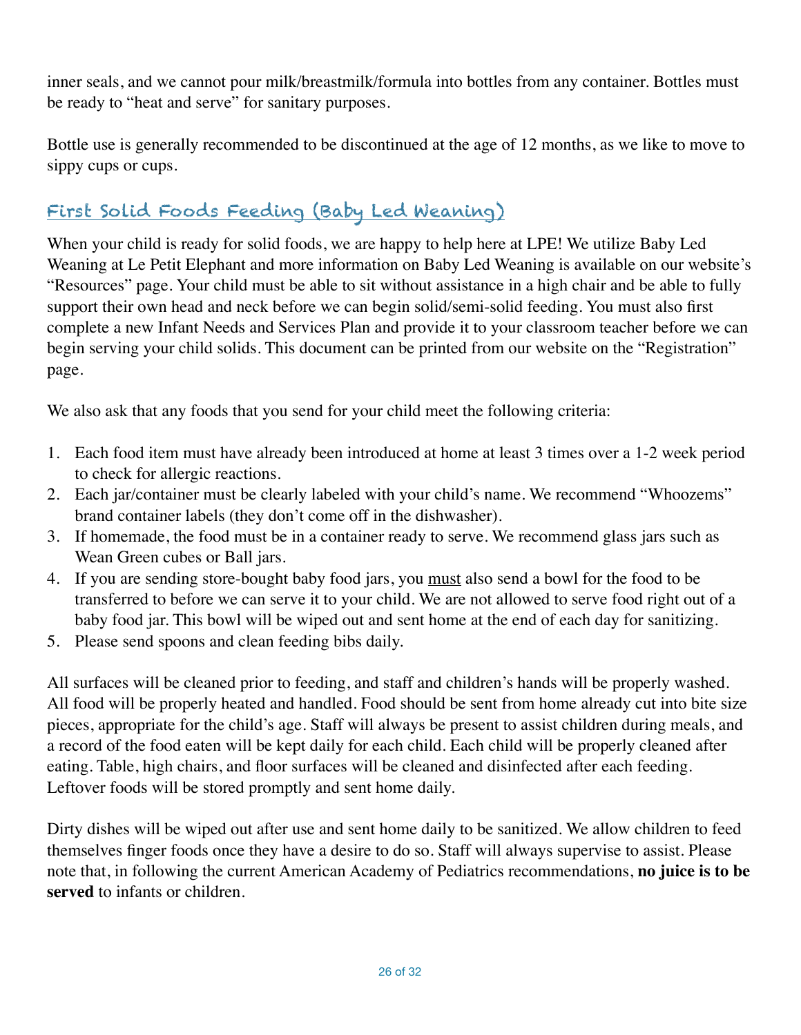inner seals, and we cannot pour milk/breastmilk/formula into bottles from any container. Bottles must be ready to "heat and serve" for sanitary purposes.

Bottle use is generally recommended to be discontinued at the age of 12 months, as we like to move to sippy cups or cups.

## First Solid Foods Feeding (Baby Led Weaning)

When your child is ready for solid foods, we are happy to help here at LPE! We utilize Baby Led Weaning at Le Petit Elephant and more information on Baby Led Weaning is available on our website's "Resources" page. Your child must be able to sit without assistance in a high chair and be able to fully support their own head and neck before we can begin solid/semi-solid feeding. You must also first complete a new Infant Needs and Services Plan and provide it to your classroom teacher before we can begin serving your child solids. This document can be printed from our website on the "Registration" page.

We also ask that any foods that you send for your child meet the following criteria:

1. Each food item must have already been introduced at home at least 3 times over a 1-2 week period to check for allergic reactions.
2. Each jar/container must be clearly labeled with your child's name. We recommend "Whoozems" brand container labels (they don't come off in the dishwasher).
3. If homemade, the food must be in a container ready to serve. We recommend glass jars such as Wean Green cubes or Ball jars.
4. If you are sending store-bought baby food jars, you <u>must</u> also send a bowl for the food to be transferred to before we can serve it to your child. We are not allowed to serve food right out of a baby food jar. This bowl will be wiped out and sent home at the end of each day for sanitizing.
5. Please send spoons and clean feeding bibs daily.

All surfaces will be cleaned prior to feeding, and staff and children's hands will be properly washed. All food will be properly heated and handled. Food should be sent from home already cut into bite size pieces, appropriate for the child's age. Staff will always be present to assist children during meals, and a record of the food eaten will be kept daily for each child. Each child will be properly cleaned after eating. Table, high chairs, and floor surfaces will be cleaned and disinfected after each feeding. Leftover foods will be stored promptly and sent home daily.

Dirty dishes will be wiped out after use and sent home daily to be sanitized. We allow children to feed themselves finger foods once they have a desire to do so. Staff will always supervise to assist. Please note that, in following the current American Academy of Pediatrics recommendations, **no juice is to be served** to infants or children.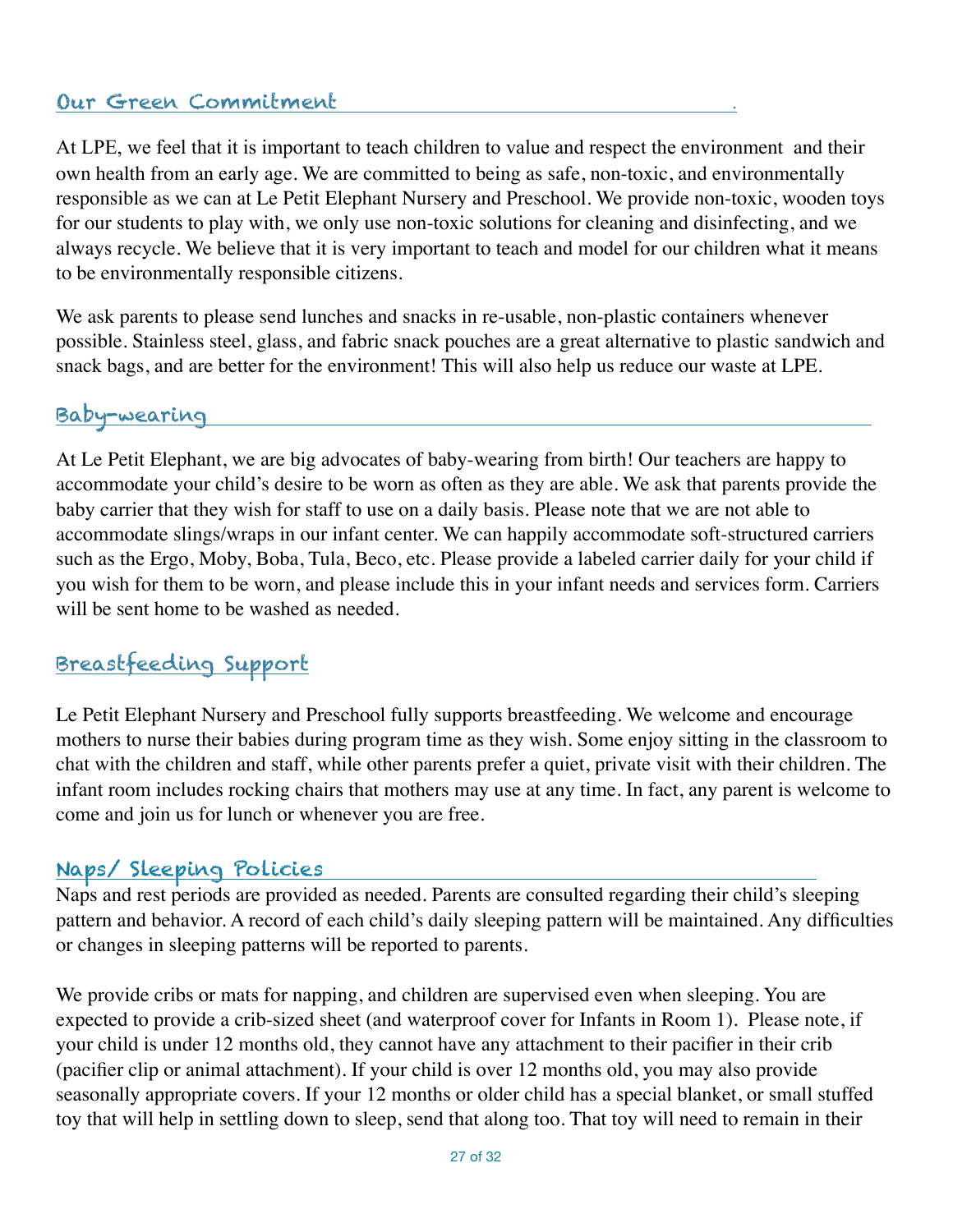## Our Green Commitment

At LPE, we feel that it is important to teach children to value and respect the environment  and their own health from an early age. We are committed to being as safe, non-toxic, and environmentally responsible as we can at Le Petit Elephant Nursery and Preschool. We provide non-toxic, wooden toys for our students to play with, we only use non-toxic solutions for cleaning and disinfecting, and we always recycle. We believe that it is very important to teach and model for our children what it means to be environmentally responsible citizens.

We ask parents to please send lunches and snacks in re-usable, non-plastic containers whenever possible. Stainless steel, glass, and fabric snack pouches are a great alternative to plastic sandwich and snack bags, and are better for the environment! This will also help us reduce our waste at LPE.

## Baby-wearing

At Le Petit Elephant, we are big advocates of baby-wearing from birth! Our teachers are happy to accommodate your child's desire to be worn as often as they are able. We ask that parents provide the baby carrier that they wish for staff to use on a daily basis. Please note that we are not able to accommodate slings/wraps in our infant center. We can happily accommodate soft-structured carriers such as the Ergo, Moby, Boba, Tula, Beco, etc. Please provide a labeled carrier daily for your child if you wish for them to be worn, and please include this in your infant needs and services form. Carriers will be sent home to be washed as needed.

## Breastfeeding Support

Le Petit Elephant Nursery and Preschool fully supports breastfeeding. We welcome and encourage mothers to nurse their babies during program time as they wish. Some enjoy sitting in the classroom to chat with the children and staff, while other parents prefer a quiet, private visit with their children. The infant room includes rocking chairs that mothers may use at any time. In fact, any parent is welcome to come and join us for lunch or whenever you are free.

## Naps/ Sleeping Policies

Naps and rest periods are provided as needed. Parents are consulted regarding their child's sleeping pattern and behavior. A record of each child's daily sleeping pattern will be maintained. Any difficulties or changes in sleeping patterns will be reported to parents.

We provide cribs or mats for napping, and children are supervised even when sleeping. You are expected to provide a crib-sized sheet (and waterproof cover for Infants in Room 1).  Please note, if your child is under 12 months old, they cannot have any attachment to their pacifier in their crib (pacifier clip or animal attachment). If your child is over 12 months old, you may also provide seasonally appropriate covers. If your 12 months or older child has a special blanket, or small stuffed toy that will help in settling down to sleep, send that along too. That toy will need to remain in their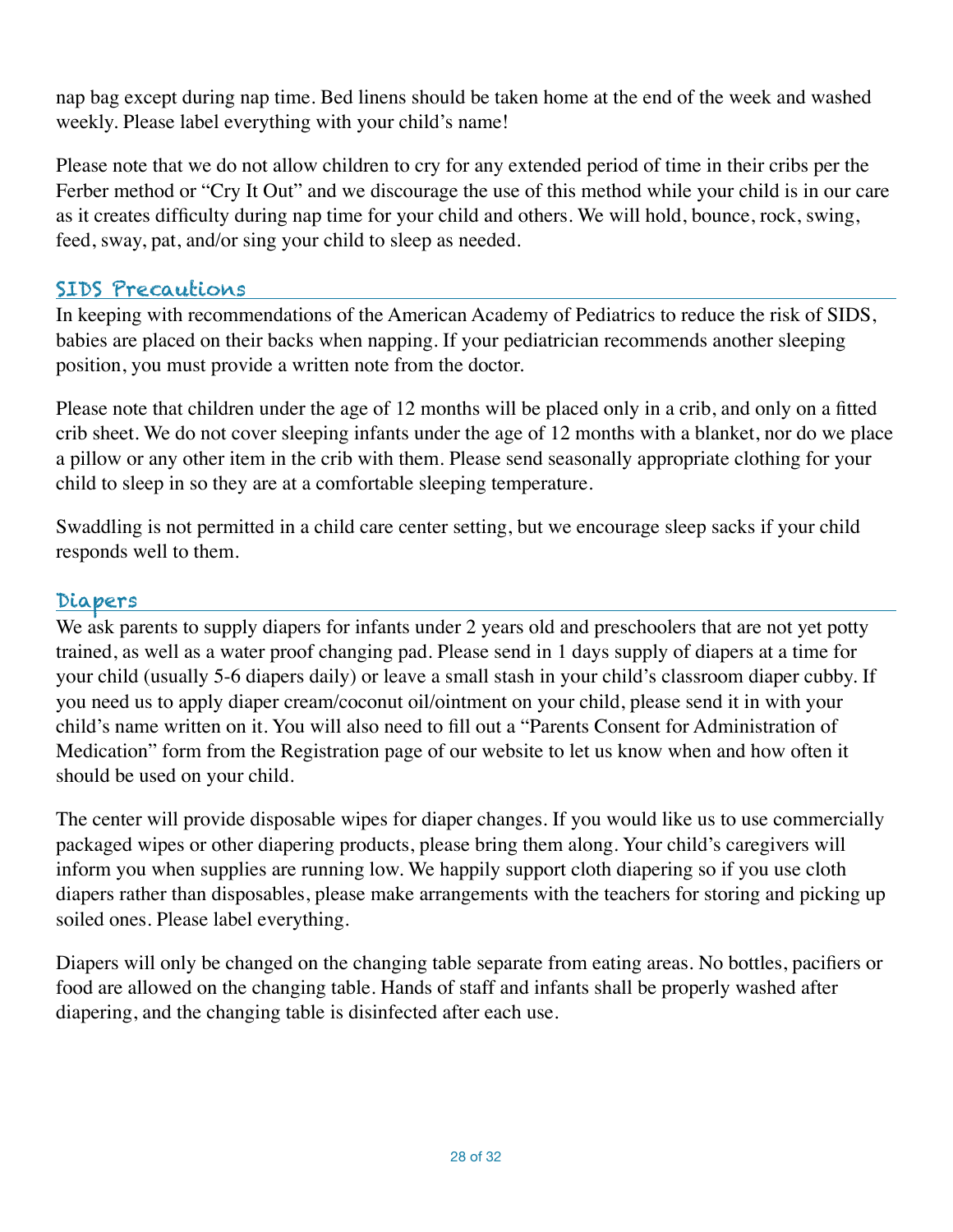nap bag except during nap time. Bed linens should be taken home at the end of the week and washed weekly. Please label everything with your child's name!

Please note that we do not allow children to cry for any extended period of time in their cribs per the Ferber method or "Cry It Out" and we discourage the use of this method while your child is in our care as it creates difficulty during nap time for your child and others. We will hold, bounce, rock, swing, feed, sway, pat, and/or sing your child to sleep as needed.

## SIDS Precautions

In keeping with recommendations of the American Academy of Pediatrics to reduce the risk of SIDS, babies are placed on their backs when napping. If your pediatrician recommends another sleeping position, you must provide a written note from the doctor.

Please note that children under the age of 12 months will be placed only in a crib, and only on a fitted crib sheet. We do not cover sleeping infants under the age of 12 months with a blanket, nor do we place a pillow or any other item in the crib with them. Please send seasonally appropriate clothing for your child to sleep in so they are at a comfortable sleeping temperature.

Swaddling is not permitted in a child care center setting, but we encourage sleep sacks if your child responds well to them.

## Diapers

We ask parents to supply diapers for infants under 2 years old and preschoolers that are not yet potty trained, as well as a water proof changing pad. Please send in 1 days supply of diapers at a time for your child (usually 5-6 diapers daily) or leave a small stash in your child's classroom diaper cubby. If you need us to apply diaper cream/coconut oil/ointment on your child, please send it in with your child's name written on it. You will also need to fill out a "Parents Consent for Administration of Medication" form from the Registration page of our website to let us know when and how often it should be used on your child.

The center will provide disposable wipes for diaper changes. If you would like us to use commercially packaged wipes or other diapering products, please bring them along. Your child's caregivers will inform you when supplies are running low. We happily support cloth diapering so if you use cloth diapers rather than disposables, please make arrangements with the teachers for storing and picking up soiled ones. Please label everything.

Diapers will only be changed on the changing table separate from eating areas. No bottles, pacifiers or food are allowed on the changing table. Hands of staff and infants shall be properly washed after diapering, and the changing table is disinfected after each use.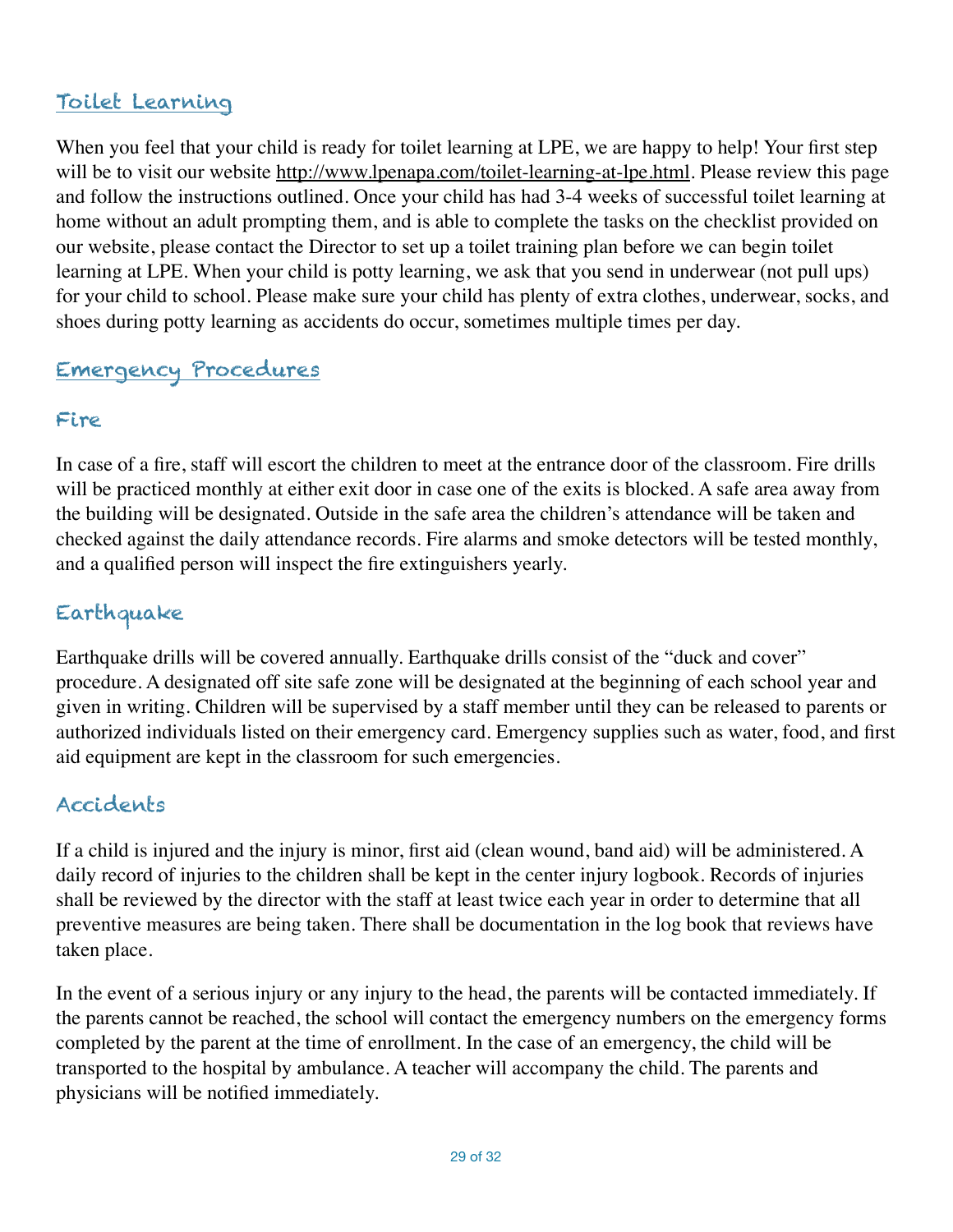## Toilet Learning

When you feel that your child is ready for toilet learning at LPE, we are happy to help! Your first step will be to visit our website http://www.lpenapa.com/toilet-learning-at-lpe.html. Please review this page and follow the instructions outlined. Once your child has had 3-4 weeks of successful toilet learning at home without an adult prompting them, and is able to complete the tasks on the checklist provided on our website, please contact the Director to set up a toilet training plan before we can begin toilet learning at LPE. When your child is potty learning, we ask that you send in underwear (not pull ups) for your child to school. Please make sure your child has plenty of extra clothes, underwear, socks, and shoes during potty learning as accidents do occur, sometimes multiple times per day.

## Emergency Procedures

### Fire

In case of a fire, staff will escort the children to meet at the entrance door of the classroom. Fire drills will be practiced monthly at either exit door in case one of the exits is blocked. A safe area away from the building will be designated. Outside in the safe area the children's attendance will be taken and checked against the daily attendance records. Fire alarms and smoke detectors will be tested monthly, and a qualified person will inspect the fire extinguishers yearly.

### Earthquake

Earthquake drills will be covered annually. Earthquake drills consist of the "duck and cover" procedure. A designated off site safe zone will be designated at the beginning of each school year and given in writing. Children will be supervised by a staff member until they can be released to parents or authorized individuals listed on their emergency card. Emergency supplies such as water, food, and first aid equipment are kept in the classroom for such emergencies.

### Accidents

If a child is injured and the injury is minor, first aid (clean wound, band aid) will be administered. A daily record of injuries to the children shall be kept in the center injury logbook. Records of injuries shall be reviewed by the director with the staff at least twice each year in order to determine that all preventive measures are being taken. There shall be documentation in the log book that reviews have taken place.

In the event of a serious injury or any injury to the head, the parents will be contacted immediately. If the parents cannot be reached, the school will contact the emergency numbers on the emergency forms completed by the parent at the time of enrollment. In the case of an emergency, the child will be transported to the hospital by ambulance. A teacher will accompany the child. The parents and physicians will be notified immediately.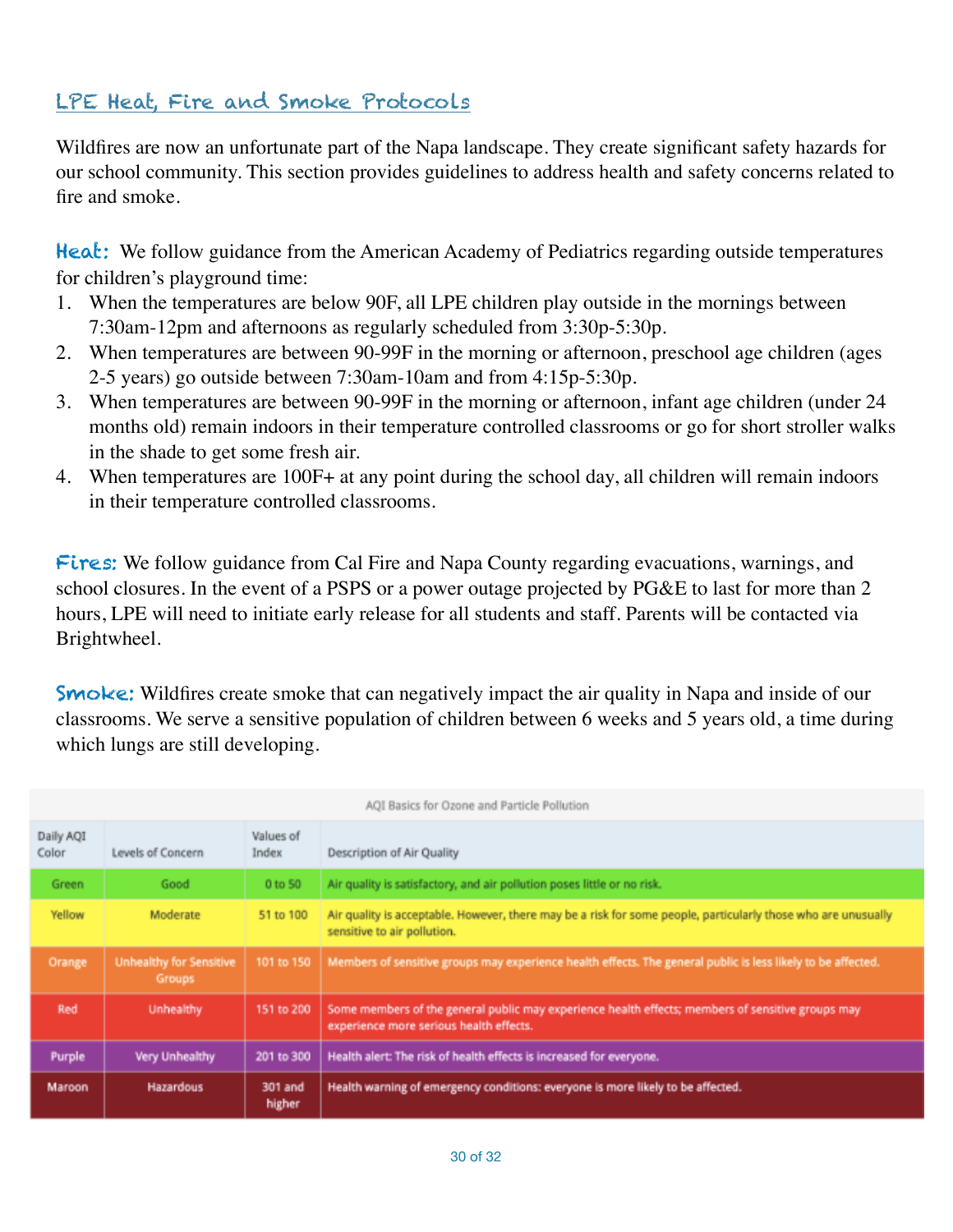## LPE Heat, Fire and Smoke Protocols

Wildfires are now an unfortunate part of the Napa landscape. They create significant safety hazards for our school community. This section provides guidelines to address health and safety concerns related to fire and smoke.

**Heat:** We follow guidance from the American Academy of Pediatrics regarding outside temperatures for children's playground time:

1. When the temperatures are below 90F, all LPE children play outside in the mornings between 7:30am-12pm and afternoons as regularly scheduled from 3:30p-5:30p.
2. When temperatures are between 90-99F in the morning or afternoon, preschool age children (ages 2-5 years) go outside between 7:30am-10am and from 4:15p-5:30p.
3. When temperatures are between 90-99F in the morning or afternoon, infant age children (under 24 months old) remain indoors in their temperature controlled classrooms or go for short stroller walks in the shade to get some fresh air.
4. When temperatures are 100F+ at any point during the school day, all children will remain indoors in their temperature controlled classrooms.

**Fires:** We follow guidance from Cal Fire and Napa County regarding evacuations, warnings, and school closures. In the event of a PSPS or a power outage projected by PG&E to last for more than 2 hours, LPE will need to initiate early release for all students and staff. Parents will be contacted via Brightwheel.

**Smoke:** Wildfires create smoke that can negatively impact the air quality in Napa and inside of our classrooms. We serve a sensitive population of children between 6 weeks and 5 years old, a time during which lungs are still developing.

AQI Basics for Ozone and Particle Pollution

| Daily AQI Color | Levels of Concern | Values of Index | Description of Air Quality |
|---|---|---|---|
| Green | Good | 0 to 50 | Air quality is satisfactory, and air pollution poses little or no risk. |
| Yellow | Moderate | 51 to 100 | Air quality is acceptable. However, there may be a risk for some people, particularly those who are unusually sensitive to air pollution. |
| Orange | Unhealthy for Sensitive Groups | 101 to 150 | Members of sensitive groups may experience health effects. The general public is less likely to be affected. |
| Red | Unhealthy | 151 to 200 | Some members of the general public may experience health effects; members of sensitive groups may experience more serious health effects. |
| Purple | Very Unhealthy | 201 to 300 | Health alert: The risk of health effects is increased for everyone. |
| Maroon | Hazardous | 301 and higher | Health warning of emergency conditions: everyone is more likely to be affected. |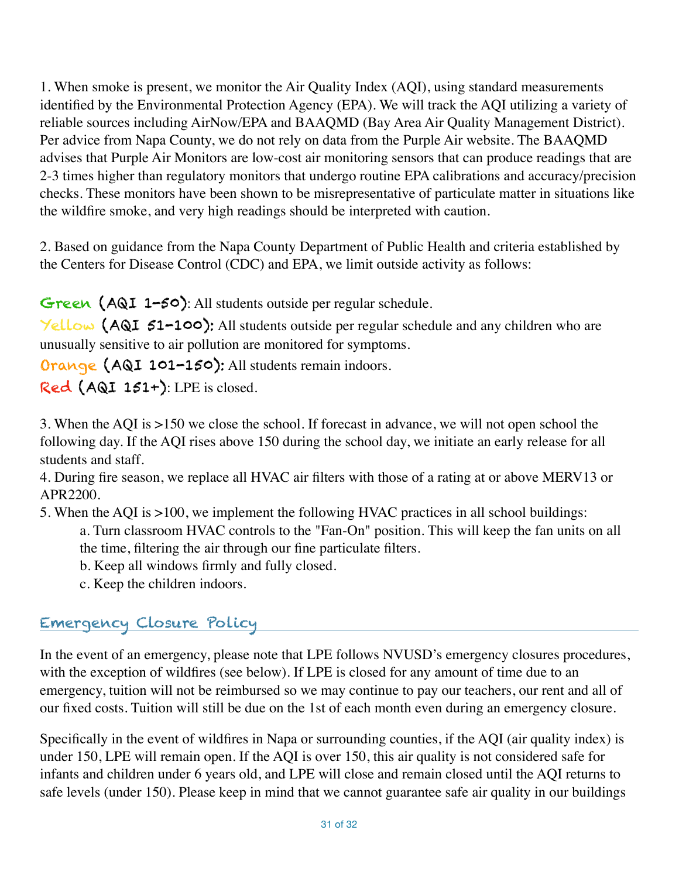1. When smoke is present, we monitor the Air Quality Index (AQI), using standard measurements identified by the Environmental Protection Agency (EPA). We will track the AQI utilizing a variety of reliable sources including AirNow/EPA and BAAQMD (Bay Area Air Quality Management District). Per advice from Napa County, we do not rely on data from the Purple Air website. The BAAQMD advises that Purple Air Monitors are low-cost air monitoring sensors that can produce readings that are 2-3 times higher than regulatory monitors that undergo routine EPA calibrations and accuracy/precision checks. These monitors have been shown to be misrepresentative of particulate matter in situations like the wildfire smoke, and very high readings should be interpreted with caution.

2. Based on guidance from the Napa County Department of Public Health and criteria established by the Centers for Disease Control (CDC) and EPA, we limit outside activity as follows:

**Green (AQI 1-50)**: All students outside per regular schedule.
**Yellow (AQI 51-100):** All students outside per regular schedule and any children who are unusually sensitive to air pollution are monitored for symptoms.
**Orange (AQI 101-150):** All students remain indoors.
**Red (AQI 151+)**: LPE is closed.

3. When the AQI is >150 we close the school. If forecast in advance, we will not open school the following day. If the AQI rises above 150 during the school day, we initiate an early release for all students and staff.
4. During fire season, we replace all HVAC air filters with those of a rating at or above MERV13 or APR2200.
5. When the AQI is >100, we implement the following HVAC practices in all school buildings:
    a. Turn classroom HVAC controls to the "Fan-On" position. This will keep the fan units on all the time, filtering the air through our fine particulate filters.
    b. Keep all windows firmly and fully closed.
    c. Keep the children indoors.

## Emergency Closure Policy

In the event of an emergency, please note that LPE follows NVUSD's emergency closures procedures, with the exception of wildfires (see below). If LPE is closed for any amount of time due to an emergency, tuition will not be reimbursed so we may continue to pay our teachers, our rent and all of our fixed costs. Tuition will still be due on the 1st of each month even during an emergency closure.

Specifically in the event of wildfires in Napa or surrounding counties, if the AQI (air quality index) is under 150, LPE will remain open. If the AQI is over 150, this air quality is not considered safe for infants and children under 6 years old, and LPE will close and remain closed until the AQI returns to safe levels (under 150). Please keep in mind that we cannot guarantee safe air quality in our buildings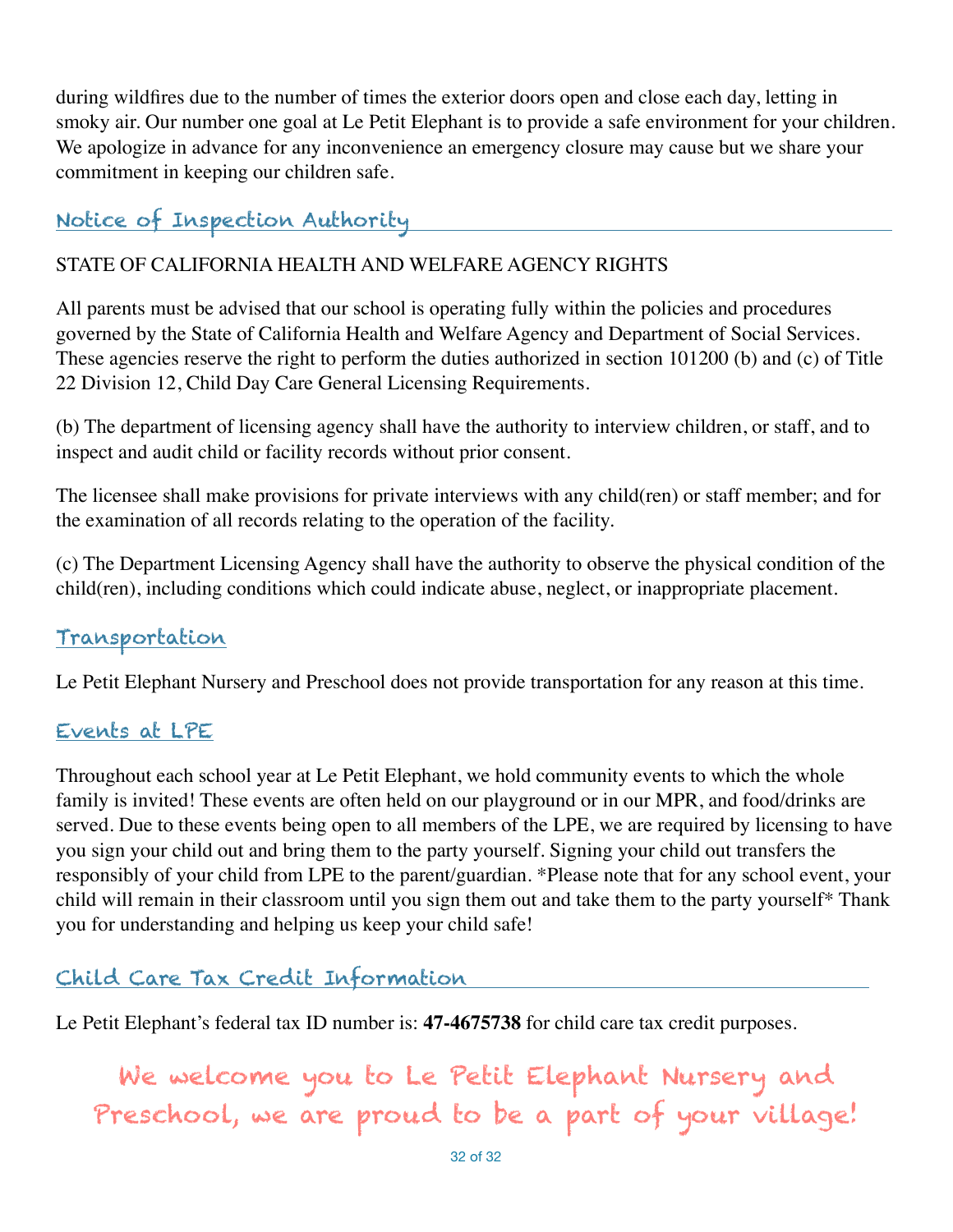during wildfires due to the number of times the exterior doors open and close each day, letting in smoky air. Our number one goal at Le Petit Elephant is to provide a safe environment for your children. We apologize in advance for any inconvenience an emergency closure may cause but we share your commitment in keeping our children safe.

## Notice of Inspection Authority

STATE OF CALIFORNIA HEALTH AND WELFARE AGENCY RIGHTS

All parents must be advised that our school is operating fully within the policies and procedures governed by the State of California Health and Welfare Agency and Department of Social Services. These agencies reserve the right to perform the duties authorized in section 101200 (b) and (c) of Title 22 Division 12, Child Day Care General Licensing Requirements.

(b) The department of licensing agency shall have the authority to interview children, or staff, and to inspect and audit child or facility records without prior consent.

The licensee shall make provisions for private interviews with any child(ren) or staff member; and for the examination of all records relating to the operation of the facility.

(c) The Department Licensing Agency shall have the authority to observe the physical condition of the child(ren), including conditions which could indicate abuse, neglect, or inappropriate placement.

## Transportation

Le Petit Elephant Nursery and Preschool does not provide transportation for any reason at this time.

## Events at LPE

Throughout each school year at Le Petit Elephant, we hold community events to which the whole family is invited! These events are often held on our playground or in our MPR, and food/drinks are served. Due to these events being open to all members of the LPE, we are required by licensing to have you sign your child out and bring them to the party yourself. Signing your child out transfers the responsibly of your child from LPE to the parent/guardian. *Please note that for any school event, your child will remain in their classroom until you sign them out and take them to the party yourself* Thank you for understanding and helping us keep your child safe!

## Child Care Tax Credit Information

Le Petit Elephant's federal tax ID number is: **47-4675738** for child care tax credit purposes.

We welcome you to Le Petit Elephant Nursery and Preschool, we are proud to be a part of your village!